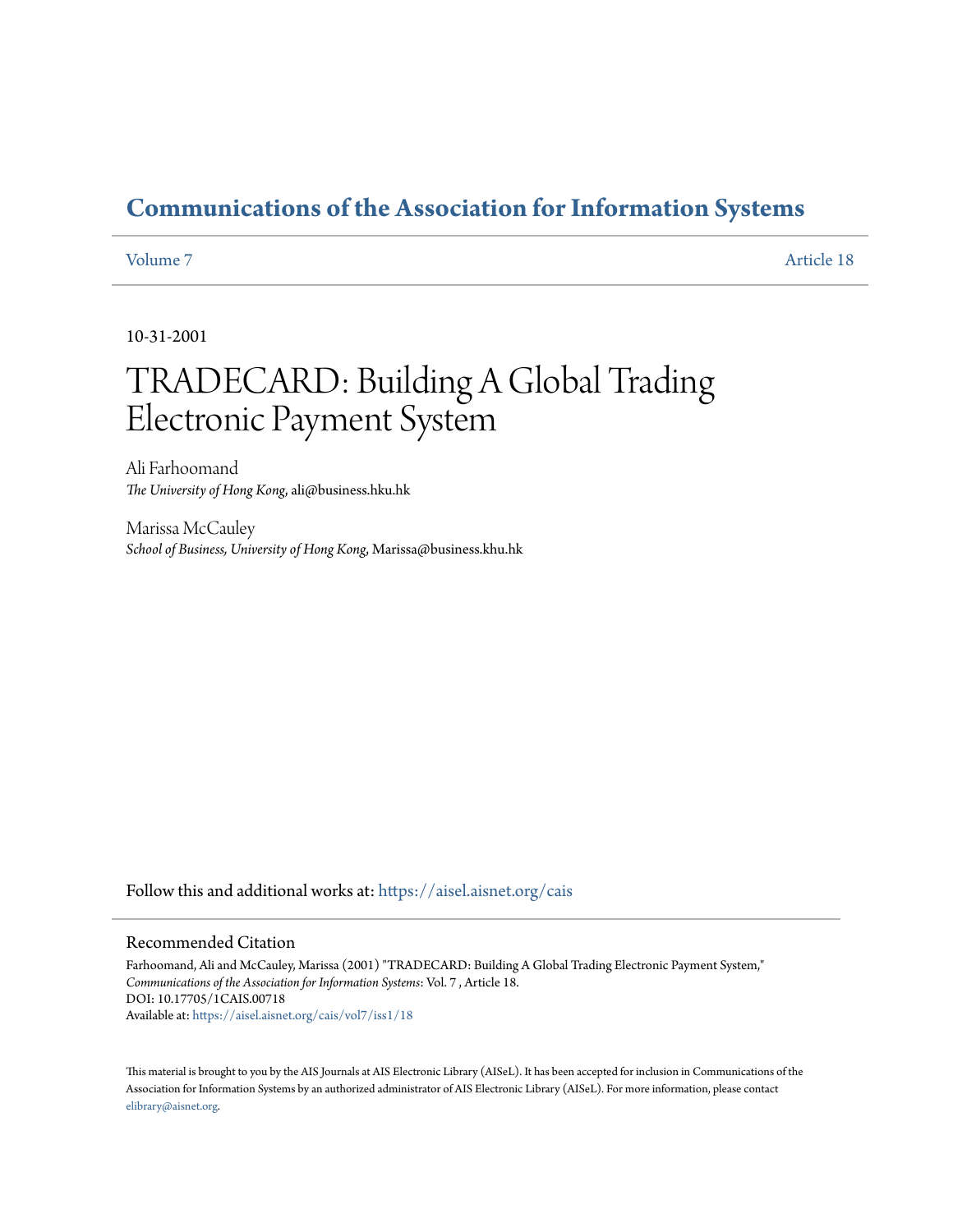# Communications of the Association for Information Systems

Volume 7 | Article 18

10-31-2001

# TRADECARD: Building A Global Trading Electronic Payment System

Ali Farhoomand
*The University of Hong Kong*, ali@business.hku.hk

Marissa McCauley
*School of Business, University of Hong Kong*, Marissa@business.khu.hk

Follow this and additional works at: https://aisel.aisnet.org/cais

## Recommended Citation

Farhoomand, Ali and McCauley, Marissa (2001) "TRADECARD: Building A Global Trading Electronic Payment System," *Communications of the Association for Information Systems*: Vol. 7 , Article 18.
DOI: 10.17705/1CAIS.00718
Available at: https://aisel.aisnet.org/cais/vol7/iss1/18

This material is brought to you by the AIS Journals at AIS Electronic Library (AISeL). It has been accepted for inclusion in Communications of the Association for Information Systems by an authorized administrator of AIS Electronic Library (AISeL). For more information, please contact elibrary@aisnet.org.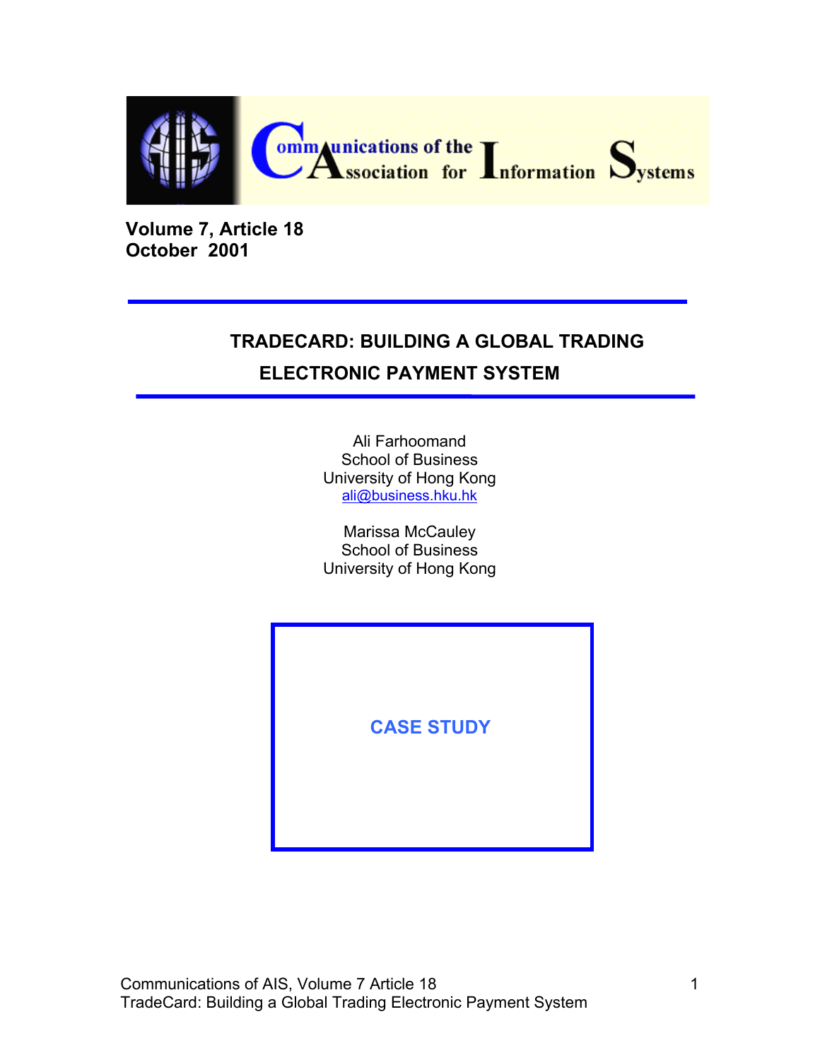# Communications of the Association for Information Systems

**Volume 7, Article 18**
**October 2001**

---

## TRADECARD: BUILDING A GLOBAL TRADING ELECTRONIC PAYMENT SYSTEM

---

Ali Farhoomand
School of Business
University of Hong Kong
ali@business.hku.hk

Marissa McCauley
School of Business
University of Hong Kong

**CASE STUDY**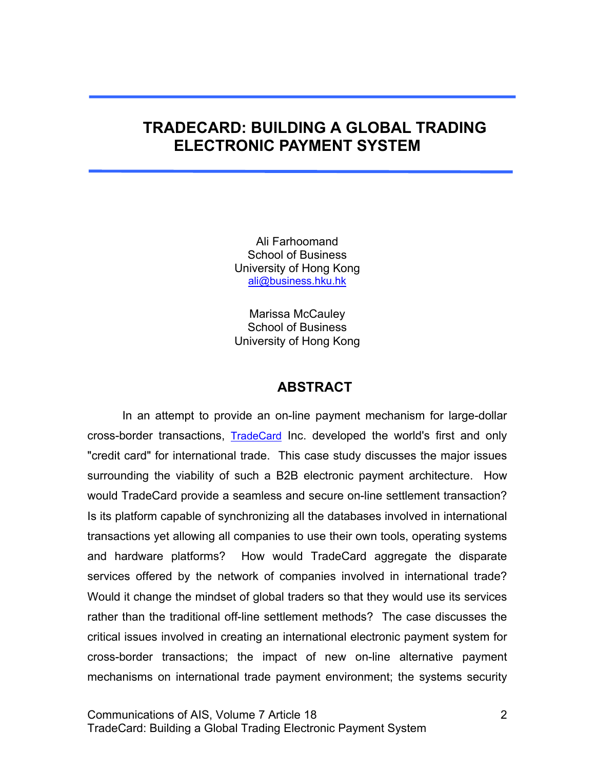# TRADECARD: BUILDING A GLOBAL TRADING ELECTRONIC PAYMENT SYSTEM

Ali Farhoomand
School of Business
University of Hong Kong
ali@business.hku.hk

Marissa McCauley
School of Business
University of Hong Kong

## ABSTRACT

In an attempt to provide an on-line payment mechanism for large-dollar cross-border transactions, TradeCard Inc. developed the world's first and only "credit card" for international trade. This case study discusses the major issues surrounding the viability of such a B2B electronic payment architecture. How would TradeCard provide a seamless and secure on-line settlement transaction? Is its platform capable of synchronizing all the databases involved in international transactions yet allowing all companies to use their own tools, operating systems and hardware platforms? How would TradeCard aggregate the disparate services offered by the network of companies involved in international trade? Would it change the mindset of global traders so that they would use its services rather than the traditional off-line settlement methods? The case discusses the critical issues involved in creating an international electronic payment system for cross-border transactions; the impact of new on-line alternative payment mechanisms on international trade payment environment; the systems security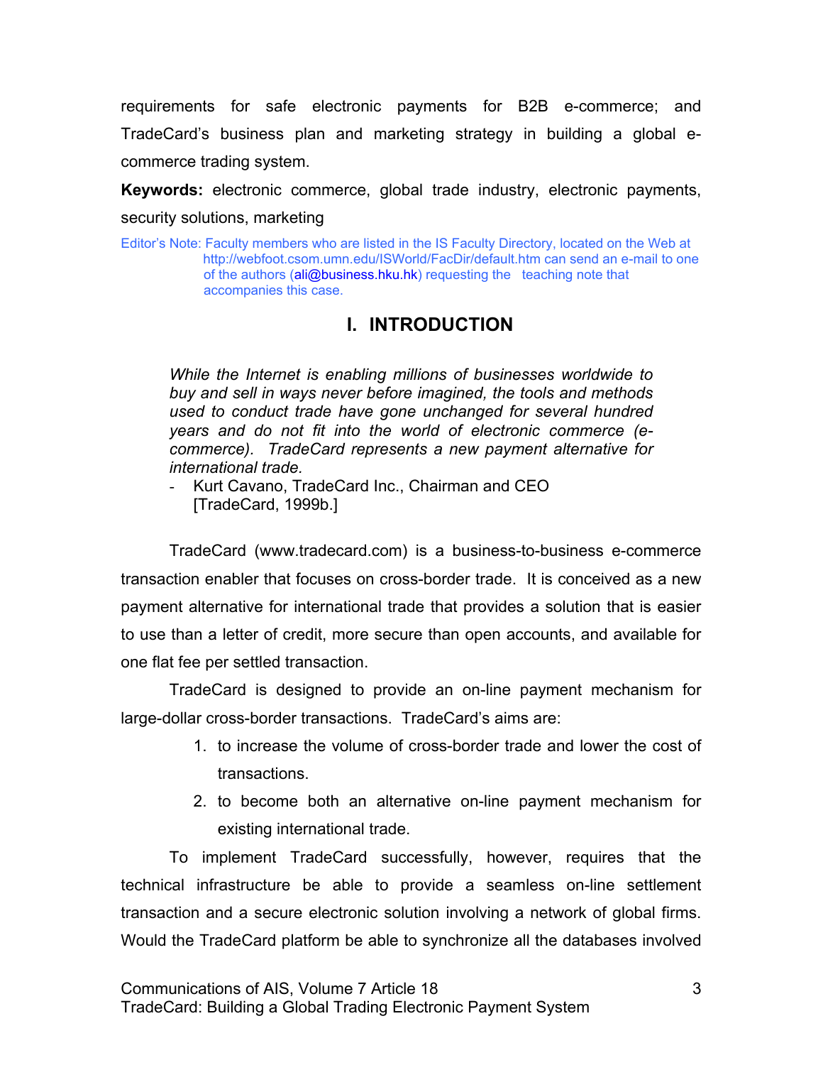requirements for safe electronic payments for B2B e-commerce; and TradeCard's business plan and marketing strategy in building a global e-commerce trading system.

**Keywords:** electronic commerce, global trade industry, electronic payments, security solutions, marketing

Editor's Note: Faculty members who are listed in the IS Faculty Directory, located on the Web at http://webfoot.csom.umn.edu/ISWorld/FacDir/default.htm can send an e-mail to one of the authors (ali@business.hku.hk) requesting the teaching note that accompanies this case.

## I. INTRODUCTION

> *While the Internet is enabling millions of businesses worldwide to buy and sell in ways never before imagined, the tools and methods used to conduct trade have gone unchanged for several hundred years and do not fit into the world of electronic commerce (e-commerce). TradeCard represents a new payment alternative for international trade.*
>
> - Kurt Cavano, TradeCard Inc., Chairman and CEO [TradeCard, 1999b.]

TradeCard (www.tradecard.com) is a business-to-business e-commerce transaction enabler that focuses on cross-border trade. It is conceived as a new payment alternative for international trade that provides a solution that is easier to use than a letter of credit, more secure than open accounts, and available for one flat fee per settled transaction.

TradeCard is designed to provide an on-line payment mechanism for large-dollar cross-border transactions. TradeCard's aims are:

1. to increase the volume of cross-border trade and lower the cost of transactions.
2. to become both an alternative on-line payment mechanism for existing international trade.

To implement TradeCard successfully, however, requires that the technical infrastructure be able to provide a seamless on-line settlement transaction and a secure electronic solution involving a network of global firms. Would the TradeCard platform be able to synchronize all the databases involved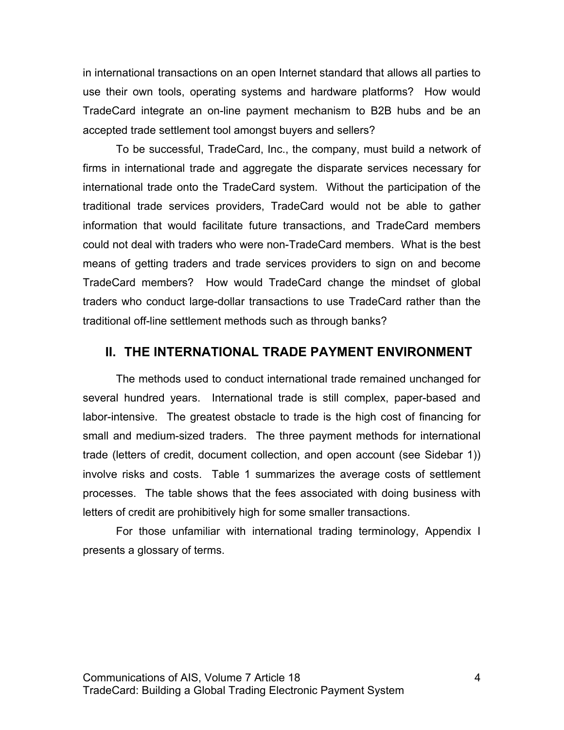in international transactions on an open Internet standard that allows all parties to use their own tools, operating systems and hardware platforms? How would TradeCard integrate an on-line payment mechanism to B2B hubs and be an accepted trade settlement tool amongst buyers and sellers?

To be successful, TradeCard, Inc., the company, must build a network of firms in international trade and aggregate the disparate services necessary for international trade onto the TradeCard system. Without the participation of the traditional trade services providers, TradeCard would not be able to gather information that would facilitate future transactions, and TradeCard members could not deal with traders who were non-TradeCard members. What is the best means of getting traders and trade services providers to sign on and become TradeCard members? How would TradeCard change the mindset of global traders who conduct large-dollar transactions to use TradeCard rather than the traditional off-line settlement methods such as through banks?

## II. THE INTERNATIONAL TRADE PAYMENT ENVIRONMENT

The methods used to conduct international trade remained unchanged for several hundred years. International trade is still complex, paper-based and labor-intensive. The greatest obstacle to trade is the high cost of financing for small and medium-sized traders. The three payment methods for international trade (letters of credit, document collection, and open account (see Sidebar 1)) involve risks and costs. Table 1 summarizes the average costs of settlement processes. The table shows that the fees associated with doing business with letters of credit are prohibitively high for some smaller transactions.

For those unfamiliar with international trading terminology, Appendix I presents a glossary of terms.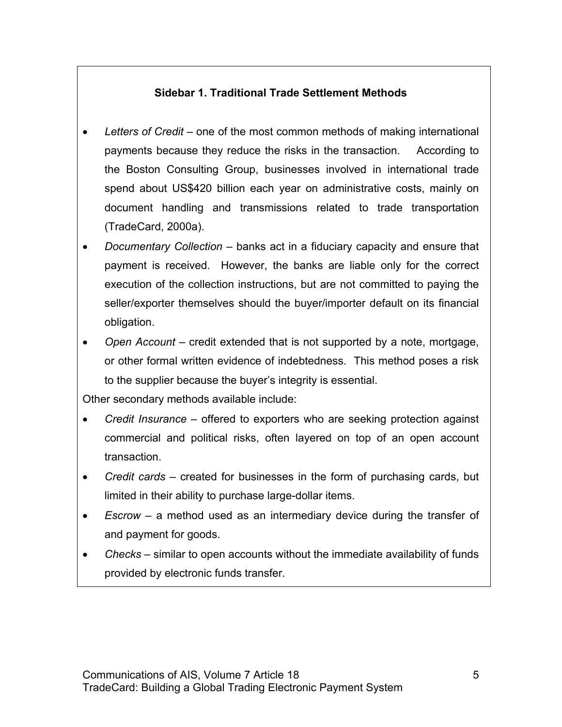**Sidebar 1. Traditional Trade Settlement Methods**

- *Letters of Credit* – one of the most common methods of making international payments because they reduce the risks in the transaction. According to the Boston Consulting Group, businesses involved in international trade spend about US$420 billion each year on administrative costs, mainly on document handling and transmissions related to trade transportation (TradeCard, 2000a).
- *Documentary Collection* – banks act in a fiduciary capacity and ensure that payment is received. However, the banks are liable only for the correct execution of the collection instructions, but are not committed to paying the seller/exporter themselves should the buyer/importer default on its financial obligation.
- *Open Account* – credit extended that is not supported by a note, mortgage, or other formal written evidence of indebtedness. This method poses a risk to the supplier because the buyer's integrity is essential.

Other secondary methods available include:

- *Credit Insurance* – offered to exporters who are seeking protection against commercial and political risks, often layered on top of an open account transaction.
- *Credit cards* – created for businesses in the form of purchasing cards, but limited in their ability to purchase large-dollar items.
- *Escrow* – a method used as an intermediary device during the transfer of and payment for goods.
- *Checks* – similar to open accounts without the immediate availability of funds provided by electronic funds transfer.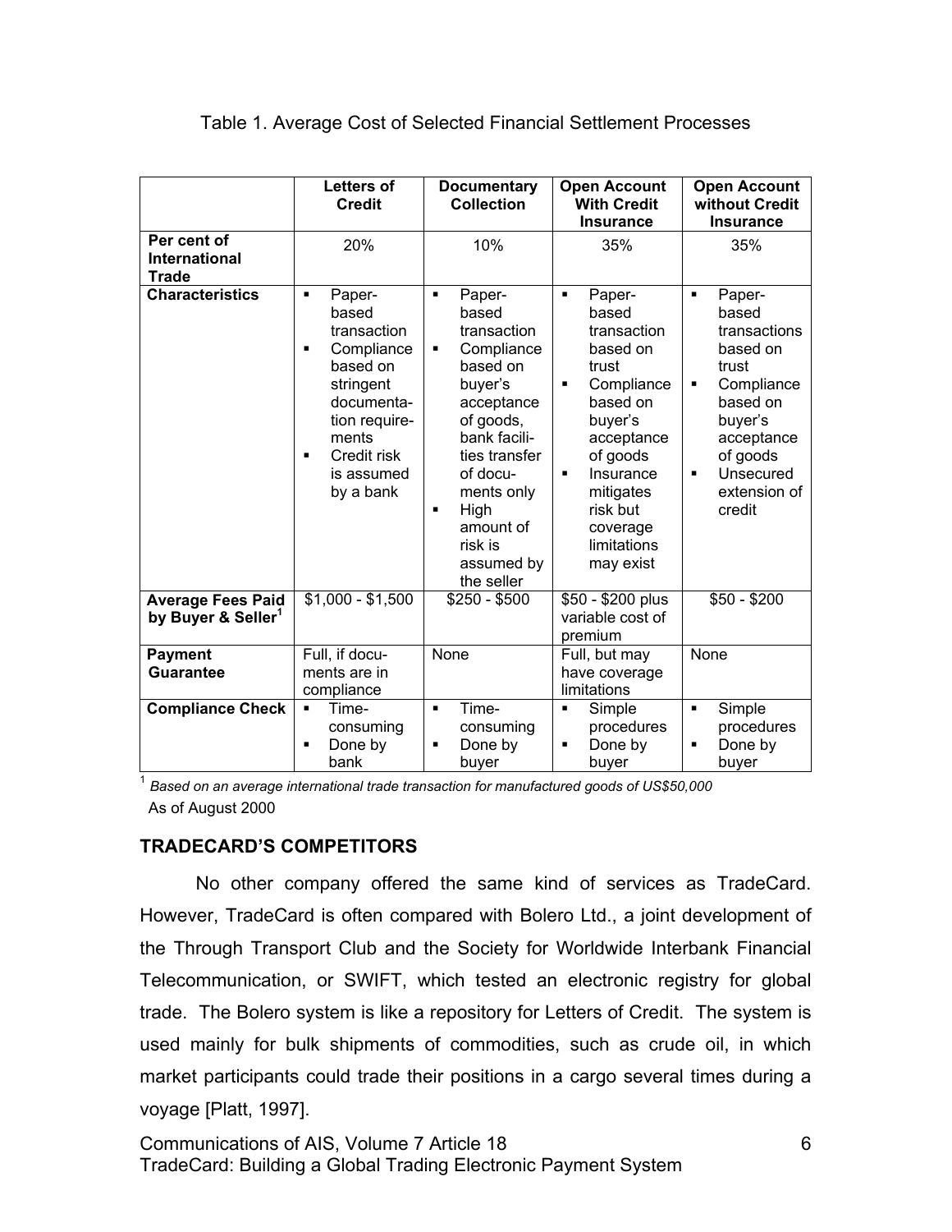Table 1. Average Cost of Selected Financial Settlement Processes

| | Letters of Credit | Documentary Collection | Open Account With Credit Insurance | Open Account without Credit Insurance |
|---|---|---|---|---|
| **Per cent of International Trade** | 20% | 10% | 35% | 35% |
| **Characteristics** | ▪ Paper-based transaction<br>▪ Compliance based on stringent documentation requirements<br>▪ Credit risk is assumed by a bank | ▪ Paper-based transaction<br>▪ Compliance based on buyer's acceptance of goods, bank facilities transfer of documents only<br>▪ High amount of risk is assumed by the seller | ▪ Paper-based transaction based on trust<br>▪ Compliance based on buyer's acceptance of goods<br>▪ Insurance mitigates risk but coverage limitations may exist | ▪ Paper-based transactions based on trust<br>▪ Compliance based on buyer's acceptance of goods<br>▪ Unsecured extension of credit |
| **Average Fees Paid by Buyer & Seller[1]** | $1,000 - $1,500 | $250 - $500 | $50 - $200 plus variable cost of premium | $50 - $200 |
| **Payment Guarantee** | Full, if documents are in compliance | None | Full, but may have coverage limitations | None |
| **Compliance Check** | ▪ Time-consuming<br>▪ Done by bank | ▪ Time-consuming<br>▪ Done by buyer | ▪ Simple procedures<br>▪ Done by buyer | ▪ Simple procedures<br>▪ Done by buyer |

[1] *Based on an average international trade transaction for manufactured goods of US$50,000*
As of August 2000

## TRADECARD'S COMPETITORS

No other company offered the same kind of services as TradeCard. However, TradeCard is often compared with Bolero Ltd., a joint development of the Through Transport Club and the Society for Worldwide Interbank Financial Telecommunication, or SWIFT, which tested an electronic registry for global trade. The Bolero system is like a repository for Letters of Credit. The system is used mainly for bulk shipments of commodities, such as crude oil, in which market participants could trade their positions in a cargo several times during a voyage [Platt, 1997].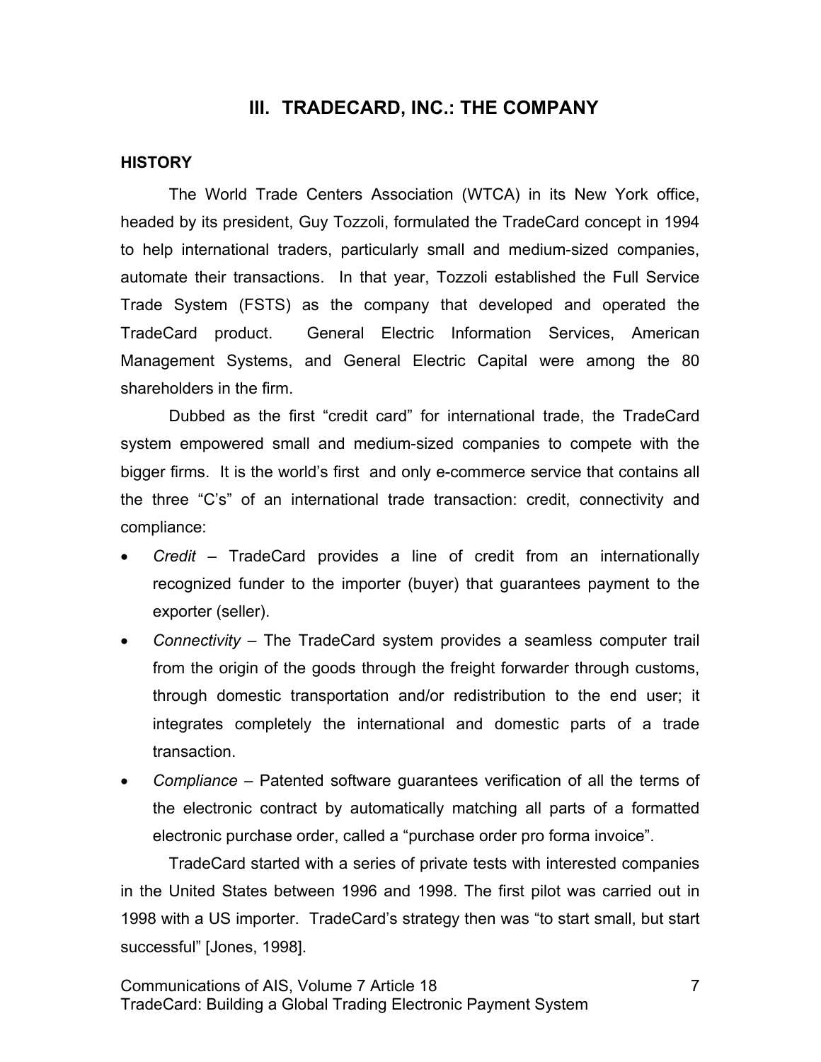## III. TRADECARD, INC.: THE COMPANY

### HISTORY

The World Trade Centers Association (WTCA) in its New York office, headed by its president, Guy Tozzoli, formulated the TradeCard concept in 1994 to help international traders, particularly small and medium-sized companies, automate their transactions. In that year, Tozzoli established the Full Service Trade System (FSTS) as the company that developed and operated the TradeCard product. General Electric Information Services, American Management Systems, and General Electric Capital were among the 80 shareholders in the firm.

Dubbed as the first "credit card" for international trade, the TradeCard system empowered small and medium-sized companies to compete with the bigger firms. It is the world's first and only e-commerce service that contains all the three "C's" of an international trade transaction: credit, connectivity and compliance:

- *Credit* – TradeCard provides a line of credit from an internationally recognized funder to the importer (buyer) that guarantees payment to the exporter (seller).
- *Connectivity* – The TradeCard system provides a seamless computer trail from the origin of the goods through the freight forwarder through customs, through domestic transportation and/or redistribution to the end user; it integrates completely the international and domestic parts of a trade transaction.
- *Compliance* – Patented software guarantees verification of all the terms of the electronic contract by automatically matching all parts of a formatted electronic purchase order, called a "purchase order pro forma invoice".

TradeCard started with a series of private tests with interested companies in the United States between 1996 and 1998. The first pilot was carried out in 1998 with a US importer. TradeCard's strategy then was "to start small, but start successful" [Jones, 1998].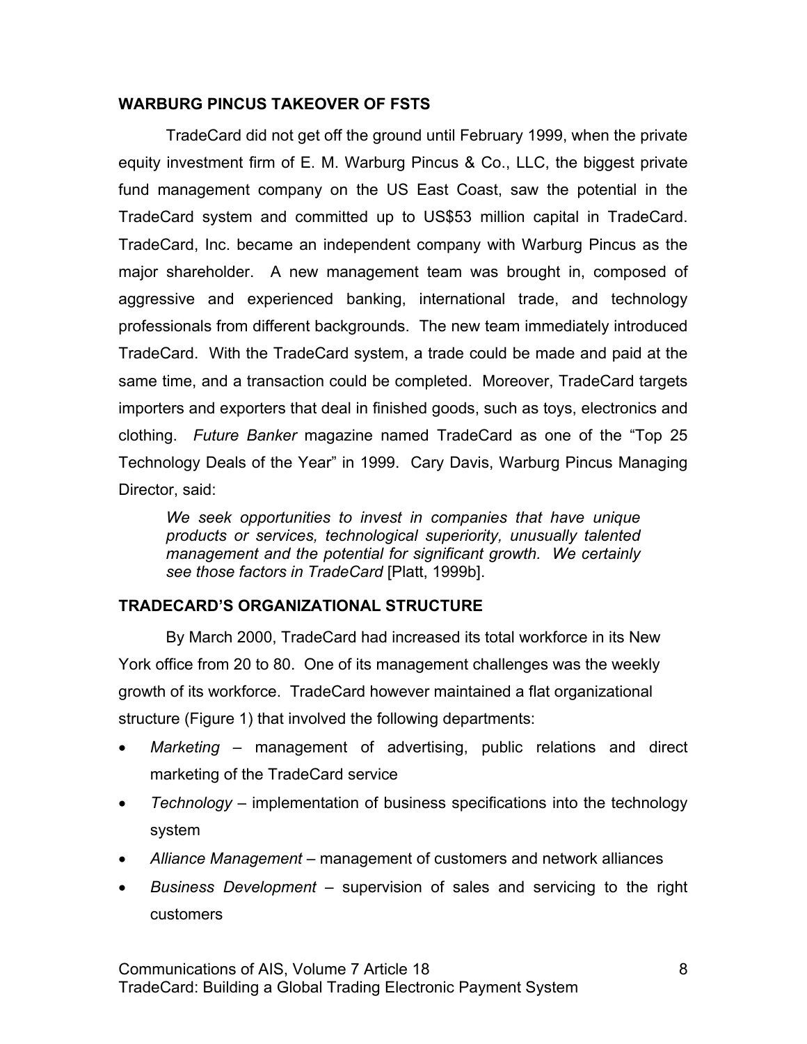## WARBURG PINCUS TAKEOVER OF FSTS

TradeCard did not get off the ground until February 1999, when the private equity investment firm of E. M. Warburg Pincus & Co., LLC, the biggest private fund management company on the US East Coast, saw the potential in the TradeCard system and committed up to US$53 million capital in TradeCard. TradeCard, Inc. became an independent company with Warburg Pincus as the major shareholder. A new management team was brought in, composed of aggressive and experienced banking, international trade, and technology professionals from different backgrounds. The new team immediately introduced TradeCard. With the TradeCard system, a trade could be made and paid at the same time, and a transaction could be completed. Moreover, TradeCard targets importers and exporters that deal in finished goods, such as toys, electronics and clothing. *Future Banker* magazine named TradeCard as one of the "Top 25 Technology Deals of the Year" in 1999. Cary Davis, Warburg Pincus Managing Director, said:

> *We seek opportunities to invest in companies that have unique products or services, technological superiority, unusually talented management and the potential for significant growth. We certainly see those factors in TradeCard* [Platt, 1999b].

## TRADECARD'S ORGANIZATIONAL STRUCTURE

By March 2000, TradeCard had increased its total workforce in its New York office from 20 to 80. One of its management challenges was the weekly growth of its workforce. TradeCard however maintained a flat organizational structure (Figure 1) that involved the following departments:

- *Marketing* – management of advertising, public relations and direct marketing of the TradeCard service
- *Technology* – implementation of business specifications into the technology system
- *Alliance Management* – management of customers and network alliances
- *Business Development* – supervision of sales and servicing to the right customers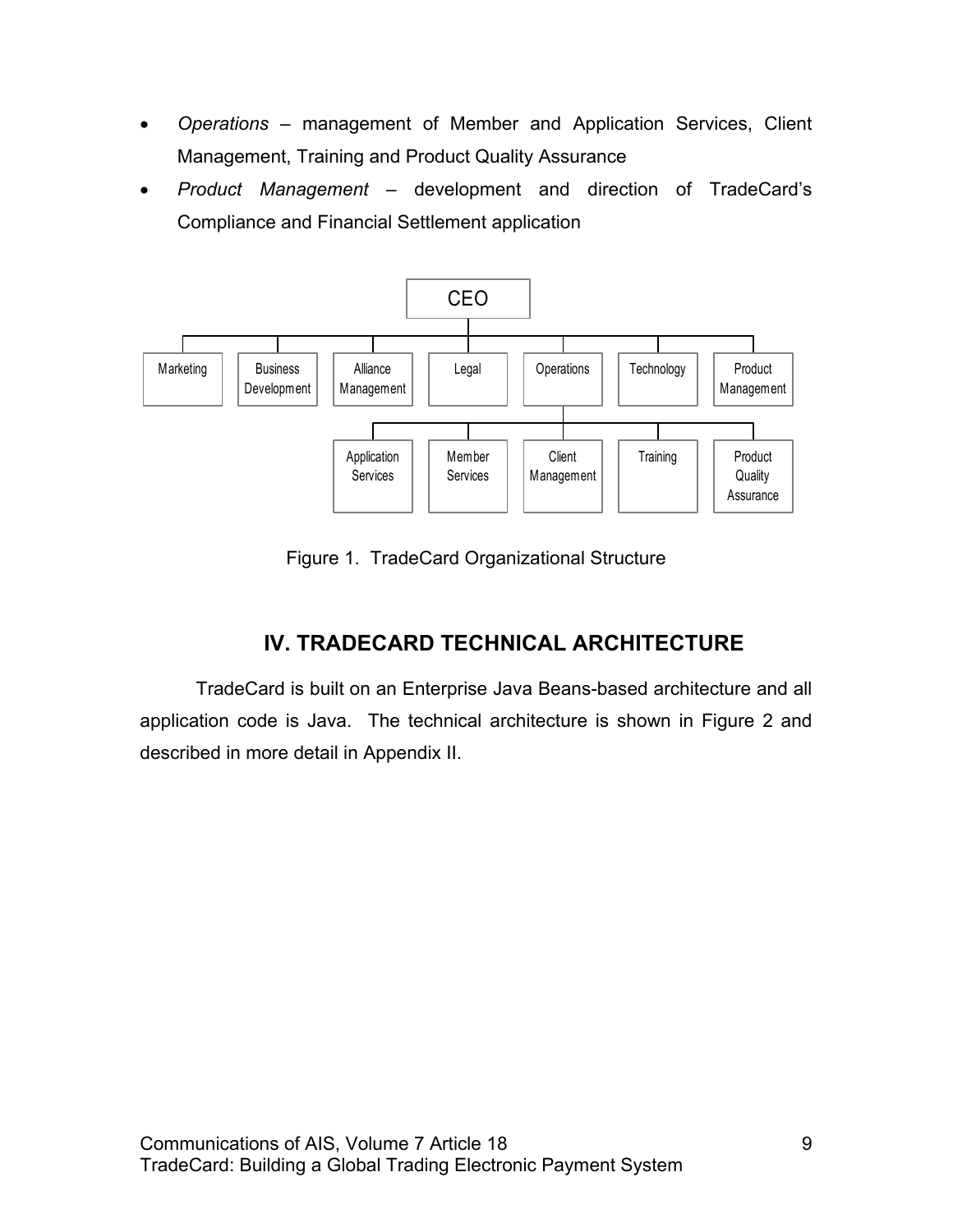- *Operations* – management of Member and Application Services, Client Management, Training and Product Quality Assurance
- *Product Management* – development and direction of TradeCard's Compliance and Financial Settlement application

Figure 1. TradeCard Organizational Structure

## IV. TRADECARD TECHNICAL ARCHITECTURE

TradeCard is built on an Enterprise Java Beans-based architecture and all application code is Java. The technical architecture is shown in Figure 2 and described in more detail in Appendix II.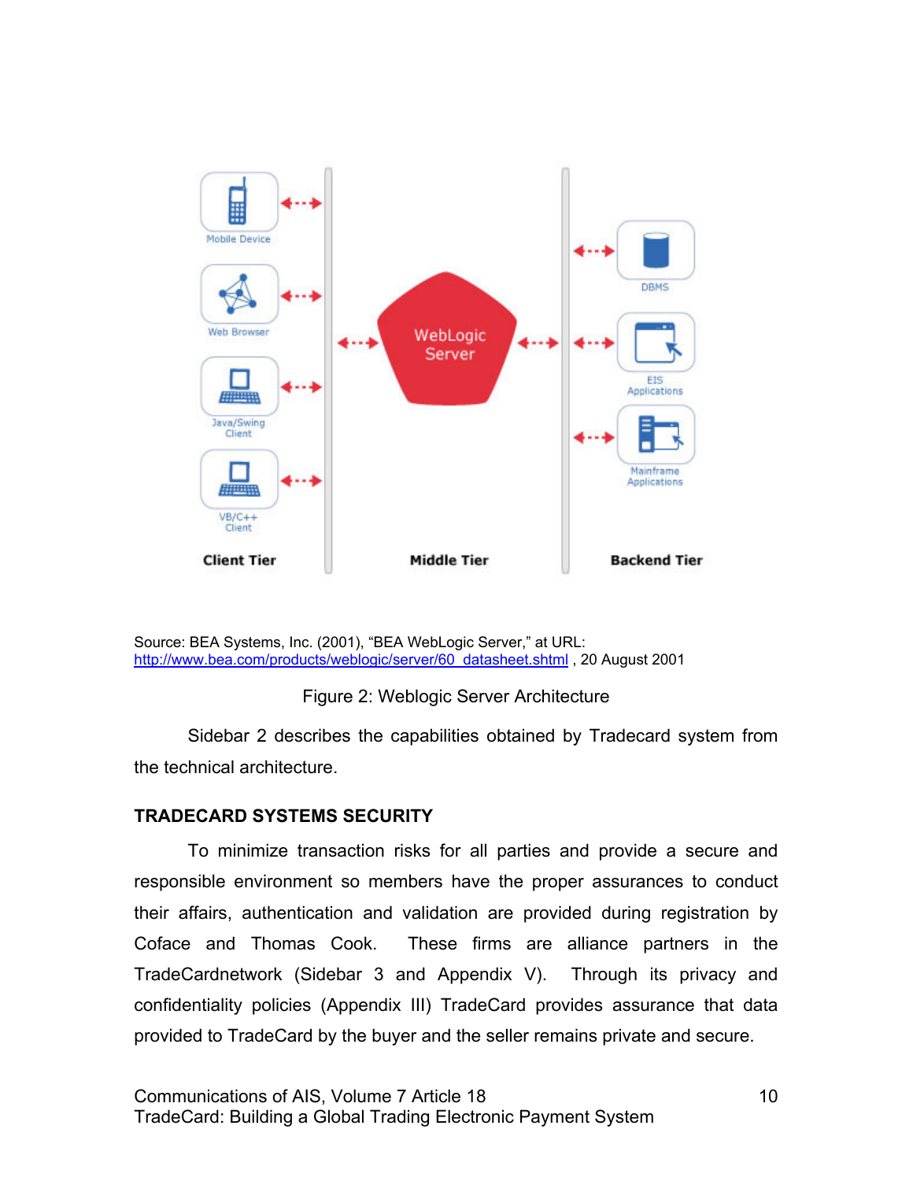Source: BEA Systems, Inc. (2001), "BEA WebLogic Server," at URL: http://www.bea.com/products/weblogic/server/60_datasheet.shtml , 20 August 2001

Figure 2: Weblogic Server Architecture

Sidebar 2 describes the capabilities obtained by Tradecard system from the technical architecture.

## TRADECARD SYSTEMS SECURITY

To minimize transaction risks for all parties and provide a secure and responsible environment so members have the proper assurances to conduct their affairs, authentication and validation are provided during registration by Coface and Thomas Cook. These firms are alliance partners in the TradeCardnetwork (Sidebar 3 and Appendix V). Through its privacy and confidentiality policies (Appendix III) TradeCard provides assurance that data provided to TradeCard by the buyer and the seller remains private and secure.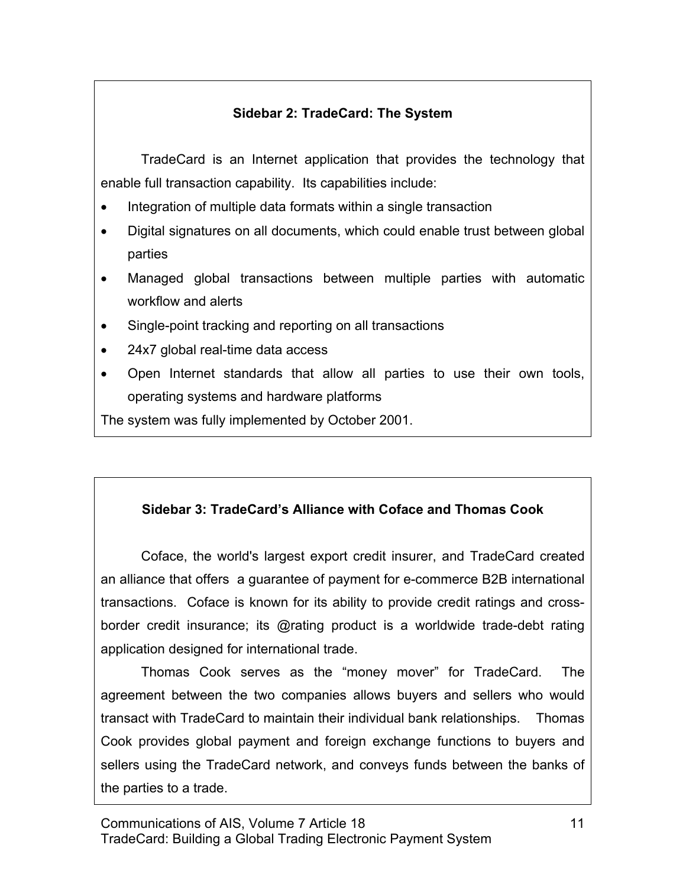### Sidebar 2: TradeCard: The System

TradeCard is an Internet application that provides the technology that enable full transaction capability. Its capabilities include:

- Integration of multiple data formats within a single transaction
- Digital signatures on all documents, which could enable trust between global parties
- Managed global transactions between multiple parties with automatic workflow and alerts
- Single-point tracking and reporting on all transactions
- 24x7 global real-time data access
- Open Internet standards that allow all parties to use their own tools, operating systems and hardware platforms

The system was fully implemented by October 2001.

### Sidebar 3: TradeCard's Alliance with Coface and Thomas Cook

Coface, the world's largest export credit insurer, and TradeCard created an alliance that offers a guarantee of payment for e-commerce B2B international transactions. Coface is known for its ability to provide credit ratings and cross-border credit insurance; its @rating product is a worldwide trade-debt rating application designed for international trade.

Thomas Cook serves as the "money mover" for TradeCard. The agreement between the two companies allows buyers and sellers who would transact with TradeCard to maintain their individual bank relationships. Thomas Cook provides global payment and foreign exchange functions to buyers and sellers using the TradeCard network, and conveys funds between the banks of the parties to a trade.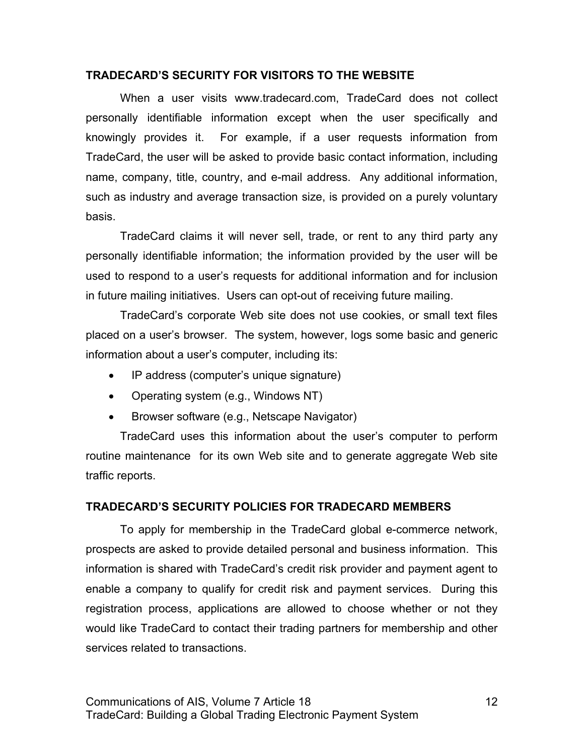## TRADECARD'S SECURITY FOR VISITORS TO THE WEBSITE

When a user visits www.tradecard.com, TradeCard does not collect personally identifiable information except when the user specifically and knowingly provides it. For example, if a user requests information from TradeCard, the user will be asked to provide basic contact information, including name, company, title, country, and e-mail address. Any additional information, such as industry and average transaction size, is provided on a purely voluntary basis.

TradeCard claims it will never sell, trade, or rent to any third party any personally identifiable information; the information provided by the user will be used to respond to a user's requests for additional information and for inclusion in future mailing initiatives. Users can opt-out of receiving future mailing.

TradeCard's corporate Web site does not use cookies, or small text files placed on a user's browser. The system, however, logs some basic and generic information about a user's computer, including its:

- IP address (computer's unique signature)
- Operating system (e.g., Windows NT)
- Browser software (e.g., Netscape Navigator)

TradeCard uses this information about the user's computer to perform routine maintenance for its own Web site and to generate aggregate Web site traffic reports.

## TRADECARD'S SECURITY POLICIES FOR TRADECARD MEMBERS

To apply for membership in the TradeCard global e-commerce network, prospects are asked to provide detailed personal and business information. This information is shared with TradeCard's credit risk provider and payment agent to enable a company to qualify for credit risk and payment services. During this registration process, applications are allowed to choose whether or not they would like TradeCard to contact their trading partners for membership and other services related to transactions.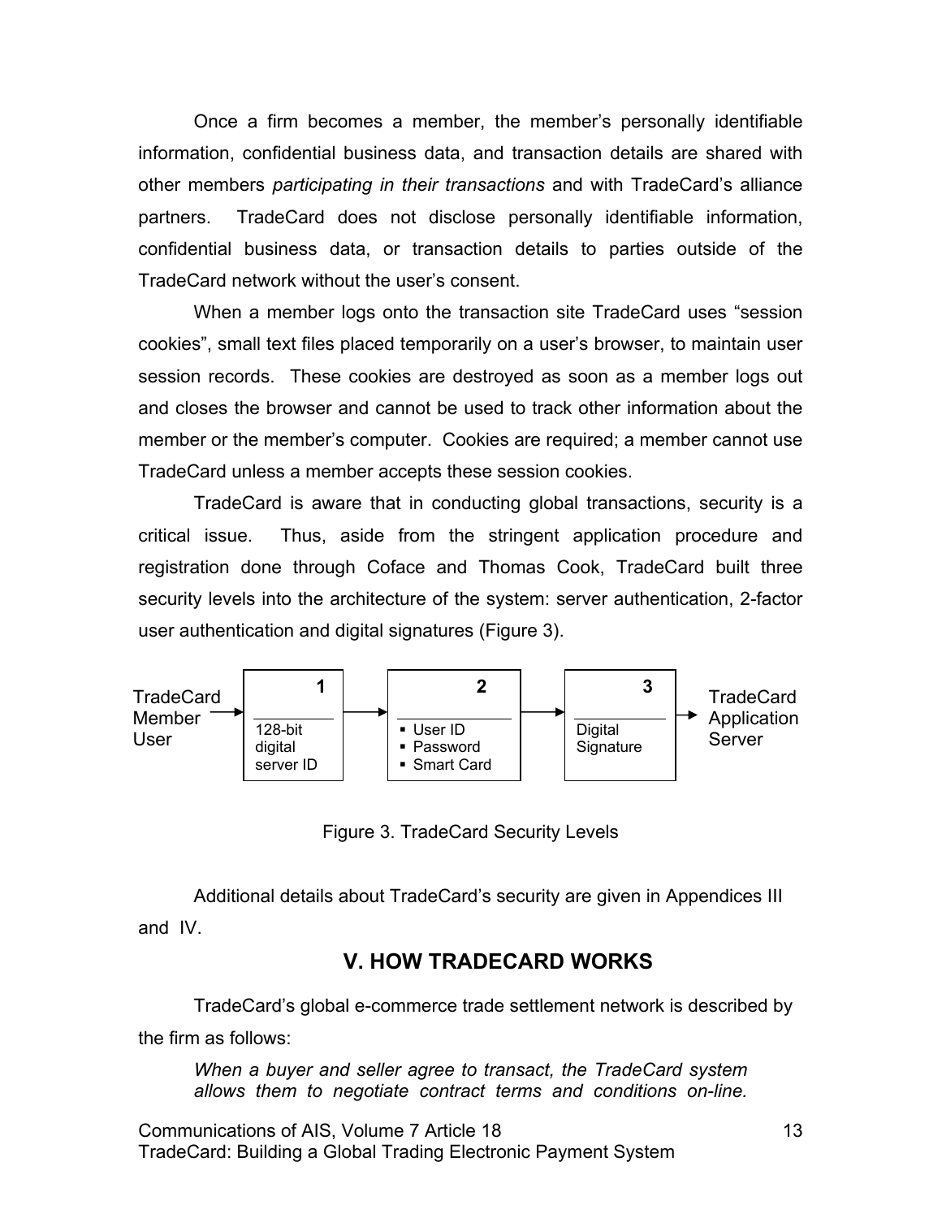Once a firm becomes a member, the member's personally identifiable information, confidential business data, and transaction details are shared with other members *participating in their transactions* and with TradeCard's alliance partners. TradeCard does not disclose personally identifiable information, confidential business data, or transaction details to parties outside of the TradeCard network without the user's consent.

When a member logs onto the transaction site TradeCard uses "session cookies", small text files placed temporarily on a user's browser, to maintain user session records. These cookies are destroyed as soon as a member logs out and closes the browser and cannot be used to track other information about the member or the member's computer. Cookies are required; a member cannot use TradeCard unless a member accepts these session cookies.

TradeCard is aware that in conducting global transactions, security is a critical issue. Thus, aside from the stringent application procedure and registration done through Coface and Thomas Cook, TradeCard built three security levels into the architecture of the system: server authentication, 2-factor user authentication and digital signatures (Figure 3).

TradeCard Member User → **1**: 128-bit digital server ID → **2**: User ID, Password, Smart Card → **3**: Digital Signature → TradeCard Application Server

Figure 3. TradeCard Security Levels

Additional details about TradeCard's security are given in Appendices III and IV.

## V. HOW TRADECARD WORKS

TradeCard's global e-commerce trade settlement network is described by the firm as follows:

> *When a buyer and seller agree to transact, the TradeCard system allows them to negotiate contract terms and conditions on-line.*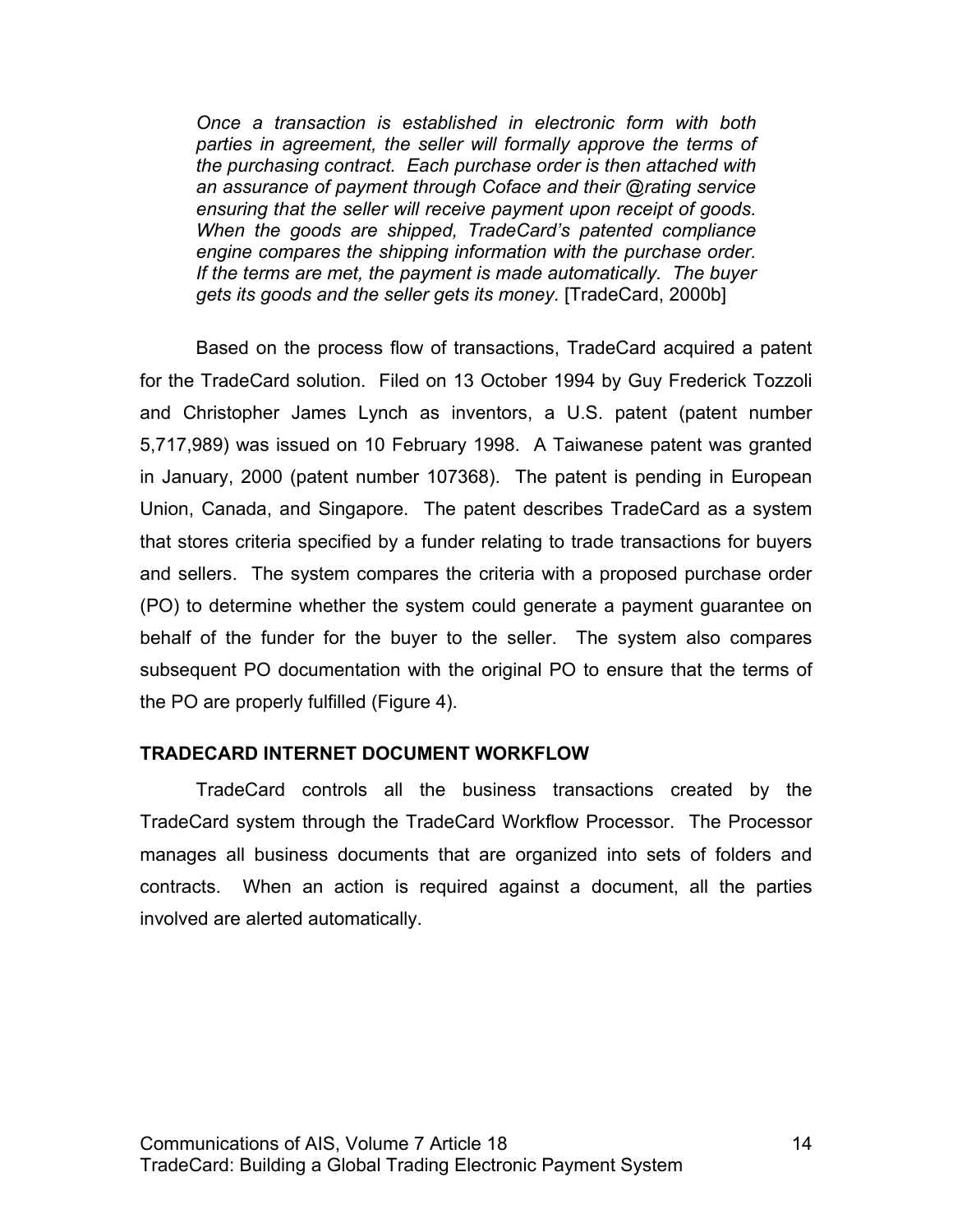*Once a transaction is established in electronic form with both parties in agreement, the seller will formally approve the terms of the purchasing contract. Each purchase order is then attached with an assurance of payment through Coface and their @rating service ensuring that the seller will receive payment upon receipt of goods. When the goods are shipped, TradeCard's patented compliance engine compares the shipping information with the purchase order. If the terms are met, the payment is made automatically. The buyer gets its goods and the seller gets its money.* [TradeCard, 2000b]

Based on the process flow of transactions, TradeCard acquired a patent for the TradeCard solution. Filed on 13 October 1994 by Guy Frederick Tozzoli and Christopher James Lynch as inventors, a U.S. patent (patent number 5,717,989) was issued on 10 February 1998. A Taiwanese patent was granted in January, 2000 (patent number 107368). The patent is pending in European Union, Canada, and Singapore. The patent describes TradeCard as a system that stores criteria specified by a funder relating to trade transactions for buyers and sellers. The system compares the criteria with a proposed purchase order (PO) to determine whether the system could generate a payment guarantee on behalf of the funder for the buyer to the seller. The system also compares subsequent PO documentation with the original PO to ensure that the terms of the PO are properly fulfilled (Figure 4).

**TRADECARD INTERNET DOCUMENT WORKFLOW**

TradeCard controls all the business transactions created by the TradeCard system through the TradeCard Workflow Processor. The Processor manages all business documents that are organized into sets of folders and contracts. When an action is required against a document, all the parties involved are alerted automatically.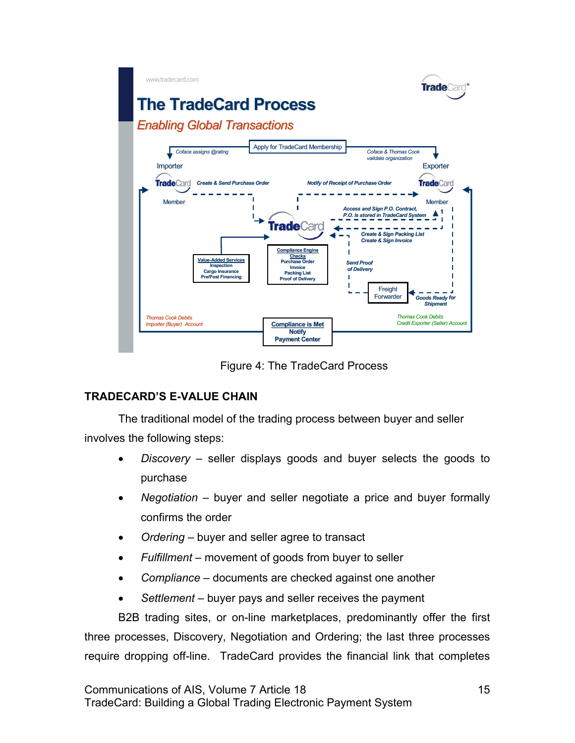Figure 4: The TradeCard Process

### TRADECARD'S E-VALUE CHAIN

The traditional model of the trading process between buyer and seller involves the following steps:

- *Discovery* – seller displays goods and buyer selects the goods to purchase
- *Negotiation* – buyer and seller negotiate a price and buyer formally confirms the order
- *Ordering* – buyer and seller agree to transact
- *Fulfillment* – movement of goods from buyer to seller
- *Compliance* – documents are checked against one another
- *Settlement* – buyer pays and seller receives the payment

B2B trading sites, or on-line marketplaces, predominantly offer the first three processes, Discovery, Negotiation and Ordering; the last three processes require dropping off-line. TradeCard provides the financial link that completes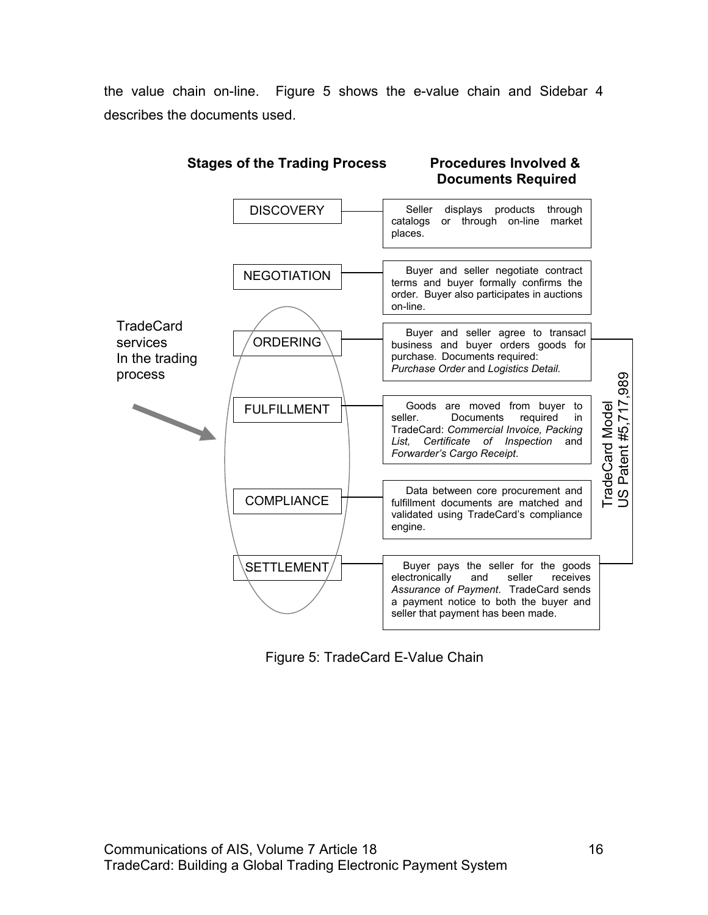the value chain on-line. Figure 5 shows the e-value chain and Sidebar 4 describes the documents used.

| Stages of the Trading Process | Procedures Involved & Documents Required |
|---|---|
| DISCOVERY | Seller displays products through catalogs or through on-line market places. |
| NEGOTIATION | Buyer and seller negotiate contract terms and buyer formally confirms the order. Buyer also participates in auctions on-line. |
| ORDERING | Buyer and seller agree to transact business and buyer orders goods for purchase. Documents required: *Purchase Order* and *Logistics Detail*. |
| FULFILLMENT | Goods are moved from buyer to seller. Documents required in TradeCard: *Commercial Invoice, Packing List, Certificate of Inspection* and *Forwarder's Cargo Receipt*. |
| COMPLIANCE | Data between core procurement and fulfillment documents are matched and validated using TradeCard's compliance engine. |
| SETTLEMENT | Buyer pays the seller for the goods electronically and seller receives *Assurance of Payment*. TradeCard sends a payment notice to both the buyer and seller that payment has been made. |

TradeCard services In the trading process (Ordering, Fulfillment, Compliance, Settlement)

TradeCard Model US Patent #5,717,989 (Ordering through Settlement)

Figure 5: TradeCard E-Value Chain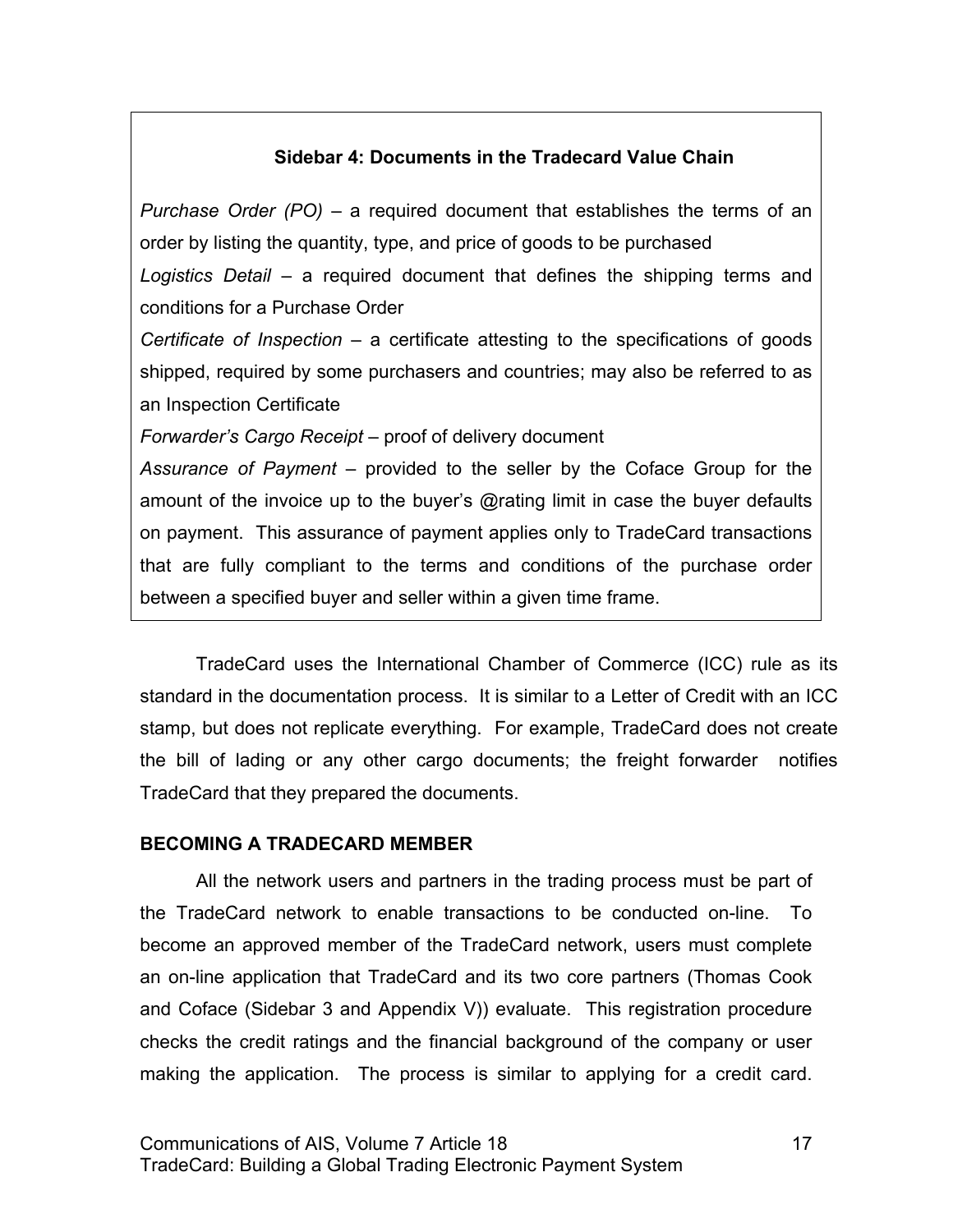**Sidebar 4: Documents in the Tradecard Value Chain**

*Purchase Order (PO)* – a required document that establishes the terms of an order by listing the quantity, type, and price of goods to be purchased

*Logistics Detail* – a required document that defines the shipping terms and conditions for a Purchase Order

*Certificate of Inspection* – a certificate attesting to the specifications of goods shipped, required by some purchasers and countries; may also be referred to as an Inspection Certificate

*Forwarder's Cargo Receipt* – proof of delivery document

*Assurance of Payment* – provided to the seller by the Coface Group for the amount of the invoice up to the buyer's @rating limit in case the buyer defaults on payment. This assurance of payment applies only to TradeCard transactions that are fully compliant to the terms and conditions of the purchase order between a specified buyer and seller within a given time frame.

TradeCard uses the International Chamber of Commerce (ICC) rule as its standard in the documentation process. It is similar to a Letter of Credit with an ICC stamp, but does not replicate everything. For example, TradeCard does not create the bill of lading or any other cargo documents; the freight forwarder notifies TradeCard that they prepared the documents.

## BECOMING A TRADECARD MEMBER

All the network users and partners in the trading process must be part of the TradeCard network to enable transactions to be conducted on-line. To become an approved member of the TradeCard network, users must complete an on-line application that TradeCard and its two core partners (Thomas Cook and Coface (Sidebar 3 and Appendix V)) evaluate. This registration procedure checks the credit ratings and the financial background of the company or user making the application. The process is similar to applying for a credit card.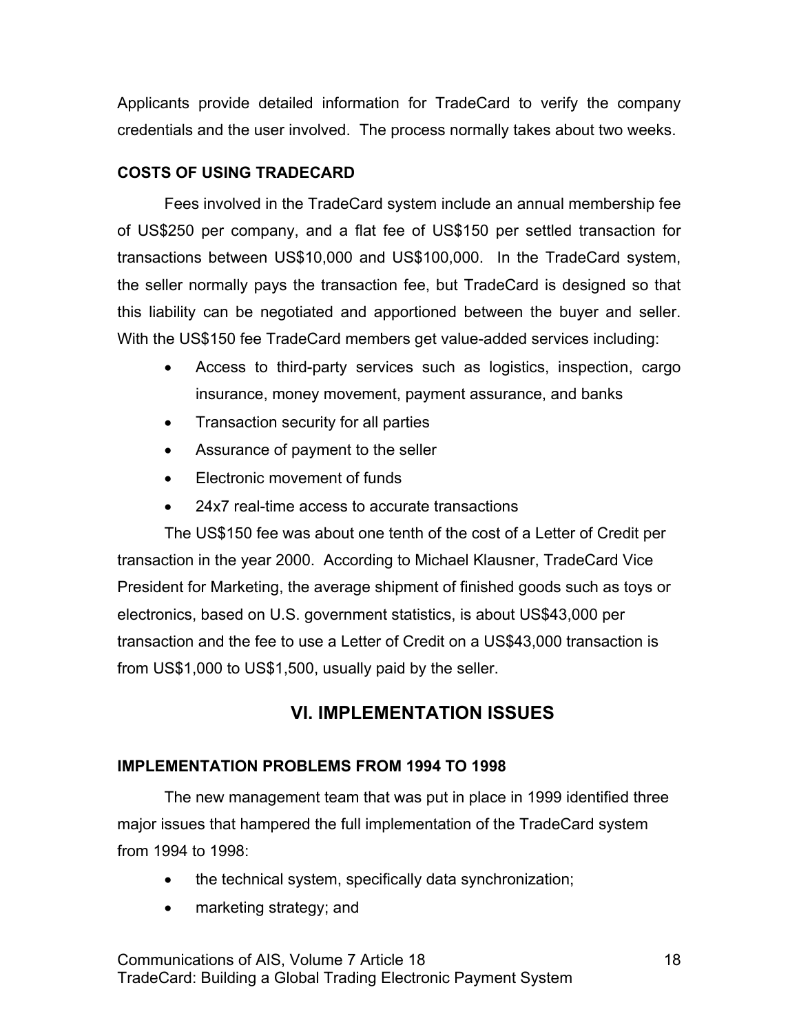Applicants provide detailed information for TradeCard to verify the company credentials and the user involved. The process normally takes about two weeks.

### COSTS OF USING TRADECARD

Fees involved in the TradeCard system include an annual membership fee of US$250 per company, and a flat fee of US$150 per settled transaction for transactions between US$10,000 and US$100,000. In the TradeCard system, the seller normally pays the transaction fee, but TradeCard is designed so that this liability can be negotiated and apportioned between the buyer and seller. With the US$150 fee TradeCard members get value-added services including:

- Access to third-party services such as logistics, inspection, cargo insurance, money movement, payment assurance, and banks
- Transaction security for all parties
- Assurance of payment to the seller
- Electronic movement of funds
- 24x7 real-time access to accurate transactions

The US$150 fee was about one tenth of the cost of a Letter of Credit per transaction in the year 2000. According to Michael Klausner, TradeCard Vice President for Marketing, the average shipment of finished goods such as toys or electronics, based on U.S. government statistics, is about US$43,000 per transaction and the fee to use a Letter of Credit on a US$43,000 transaction is from US$1,000 to US$1,500, usually paid by the seller.

## VI. IMPLEMENTATION ISSUES

### IMPLEMENTATION PROBLEMS FROM 1994 TO 1998

The new management team that was put in place in 1999 identified three major issues that hampered the full implementation of the TradeCard system from 1994 to 1998:

- the technical system, specifically data synchronization;
- marketing strategy; and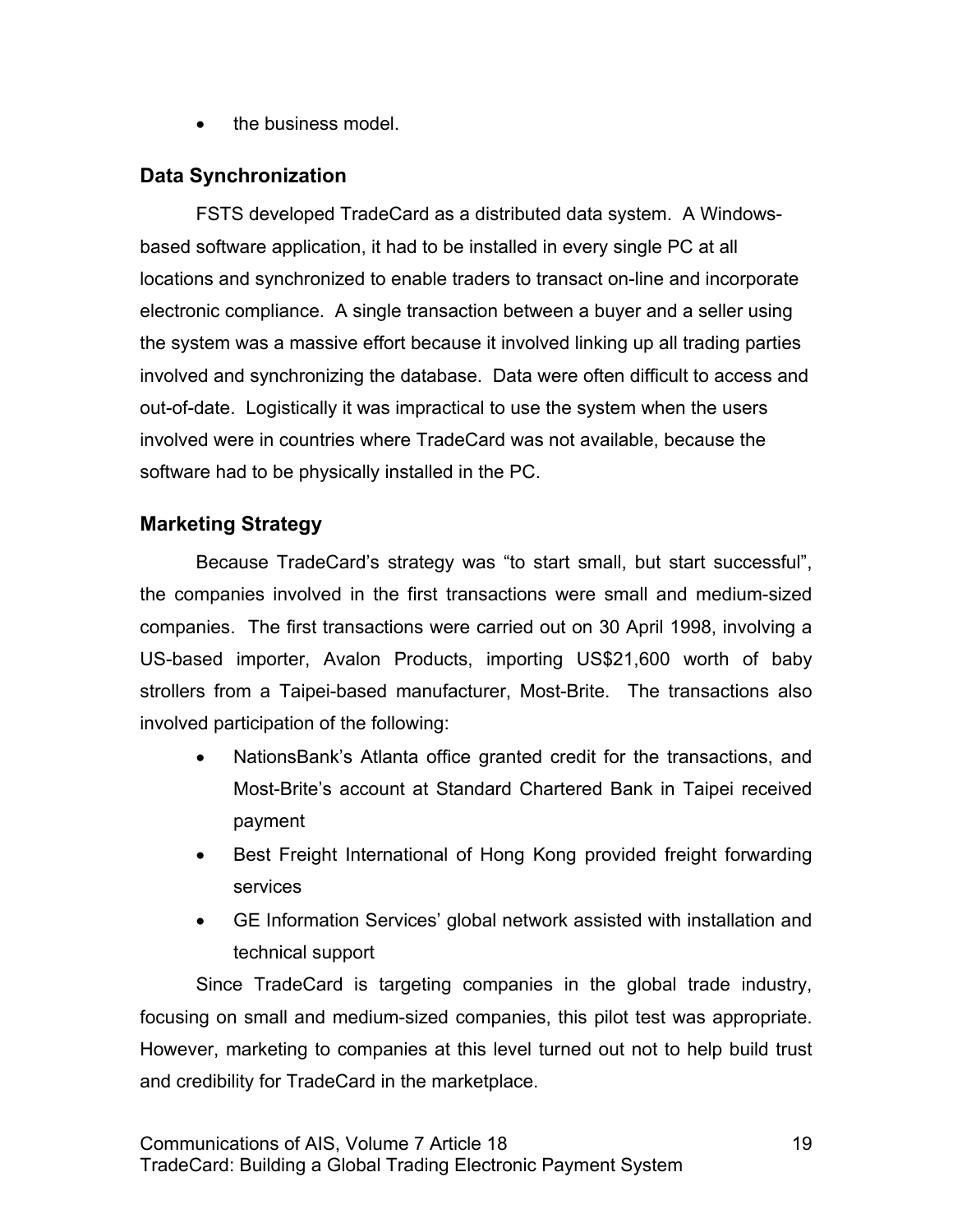- the business model.

## Data Synchronization

FSTS developed TradeCard as a distributed data system. A Windows-based software application, it had to be installed in every single PC at all locations and synchronized to enable traders to transact on-line and incorporate electronic compliance. A single transaction between a buyer and a seller using the system was a massive effort because it involved linking up all trading parties involved and synchronizing the database. Data were often difficult to access and out-of-date. Logistically it was impractical to use the system when the users involved were in countries where TradeCard was not available, because the software had to be physically installed in the PC.

## Marketing Strategy

Because TradeCard's strategy was "to start small, but start successful", the companies involved in the first transactions were small and medium-sized companies. The first transactions were carried out on 30 April 1998, involving a US-based importer, Avalon Products, importing US$21,600 worth of baby strollers from a Taipei-based manufacturer, Most-Brite. The transactions also involved participation of the following:

- NationsBank's Atlanta office granted credit for the transactions, and Most-Brite's account at Standard Chartered Bank in Taipei received payment
- Best Freight International of Hong Kong provided freight forwarding services
- GE Information Services' global network assisted with installation and technical support

Since TradeCard is targeting companies in the global trade industry, focusing on small and medium-sized companies, this pilot test was appropriate. However, marketing to companies at this level turned out not to help build trust and credibility for TradeCard in the marketplace.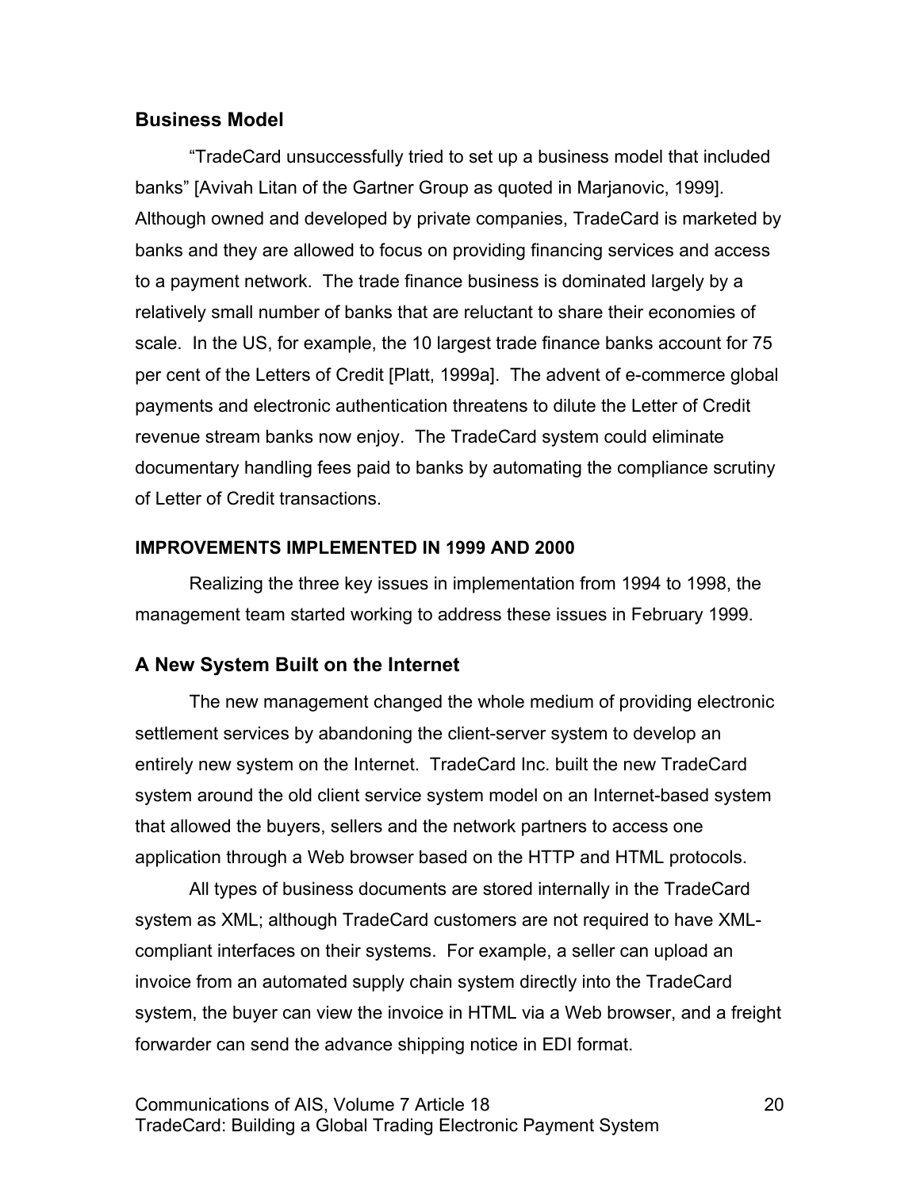## Business Model

"TradeCard unsuccessfully tried to set up a business model that included banks" [Avivah Litan of the Gartner Group as quoted in Marjanovic, 1999]. Although owned and developed by private companies, TradeCard is marketed by banks and they are allowed to focus on providing financing services and access to a payment network. The trade finance business is dominated largely by a relatively small number of banks that are reluctant to share their economies of scale. In the US, for example, the 10 largest trade finance banks account for 75 per cent of the Letters of Credit [Platt, 1999a]. The advent of e-commerce global payments and electronic authentication threatens to dilute the Letter of Credit revenue stream banks now enjoy. The TradeCard system could eliminate documentary handling fees paid to banks by automating the compliance scrutiny of Letter of Credit transactions.

# IMPROVEMENTS IMPLEMENTED IN 1999 AND 2000

Realizing the three key issues in implementation from 1994 to 1998, the management team started working to address these issues in February 1999.

## A New System Built on the Internet

The new management changed the whole medium of providing electronic settlement services by abandoning the client-server system to develop an entirely new system on the Internet. TradeCard Inc. built the new TradeCard system around the old client service system model on an Internet-based system that allowed the buyers, sellers and the network partners to access one application through a Web browser based on the HTTP and HTML protocols.

All types of business documents are stored internally in the TradeCard system as XML; although TradeCard customers are not required to have XML-compliant interfaces on their systems. For example, a seller can upload an invoice from an automated supply chain system directly into the TradeCard system, the buyer can view the invoice in HTML via a Web browser, and a freight forwarder can send the advance shipping notice in EDI format.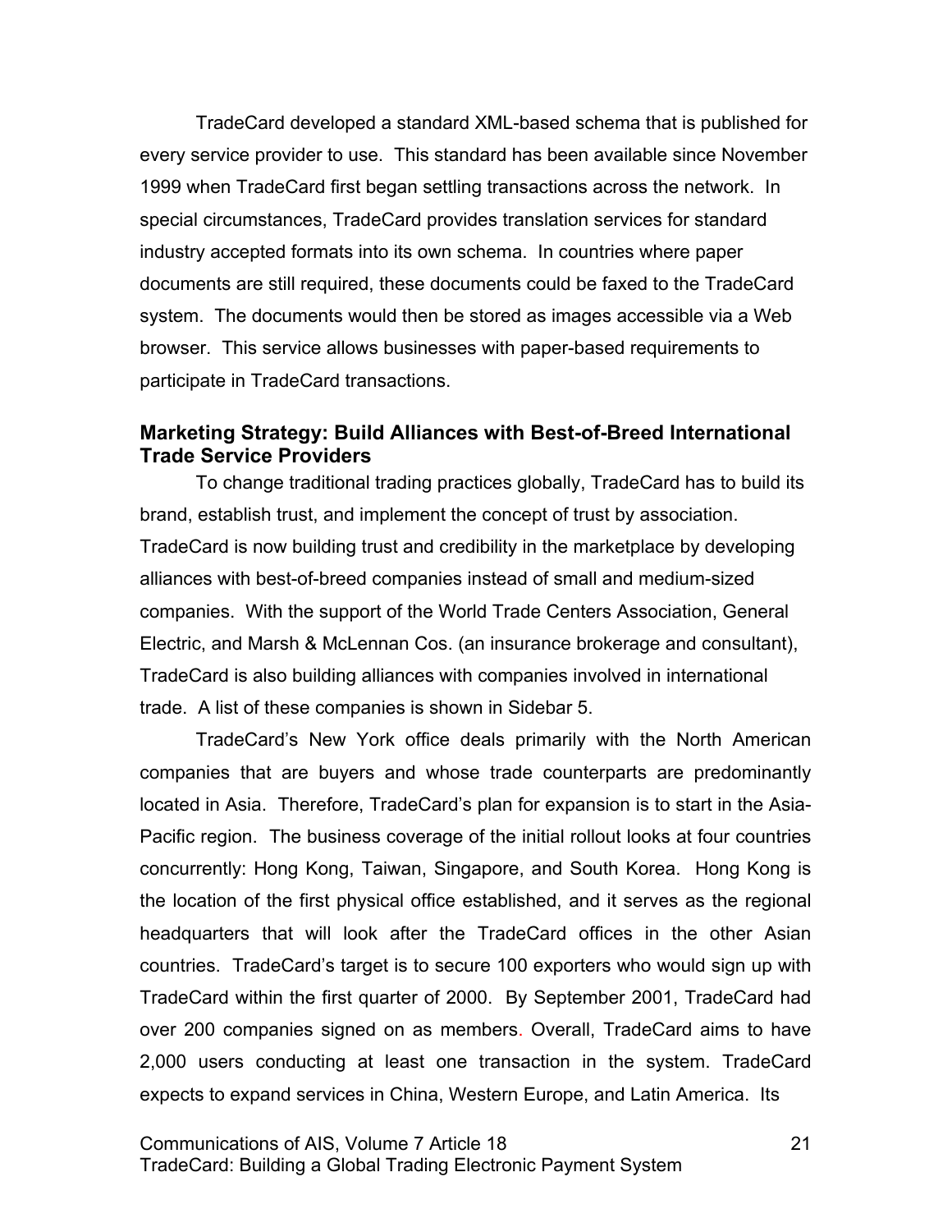TradeCard developed a standard XML-based schema that is published for every service provider to use. This standard has been available since November 1999 when TradeCard first began settling transactions across the network. In special circumstances, TradeCard provides translation services for standard industry accepted formats into its own schema. In countries where paper documents are still required, these documents could be faxed to the TradeCard system. The documents would then be stored as images accessible via a Web browser. This service allows businesses with paper-based requirements to participate in TradeCard transactions.

### Marketing Strategy: Build Alliances with Best-of-Breed International Trade Service Providers

To change traditional trading practices globally, TradeCard has to build its brand, establish trust, and implement the concept of trust by association. TradeCard is now building trust and credibility in the marketplace by developing alliances with best-of-breed companies instead of small and medium-sized companies. With the support of the World Trade Centers Association, General Electric, and Marsh & McLennan Cos. (an insurance brokerage and consultant), TradeCard is also building alliances with companies involved in international trade. A list of these companies is shown in Sidebar 5.

TradeCard's New York office deals primarily with the North American companies that are buyers and whose trade counterparts are predominantly located in Asia. Therefore, TradeCard's plan for expansion is to start in the Asia-Pacific region. The business coverage of the initial rollout looks at four countries concurrently: Hong Kong, Taiwan, Singapore, and South Korea. Hong Kong is the location of the first physical office established, and it serves as the regional headquarters that will look after the TradeCard offices in the other Asian countries. TradeCard's target is to secure 100 exporters who would sign up with TradeCard within the first quarter of 2000. By September 2001, TradeCard had over 200 companies signed on as members. Overall, TradeCard aims to have 2,000 users conducting at least one transaction in the system. TradeCard expects to expand services in China, Western Europe, and Latin America. Its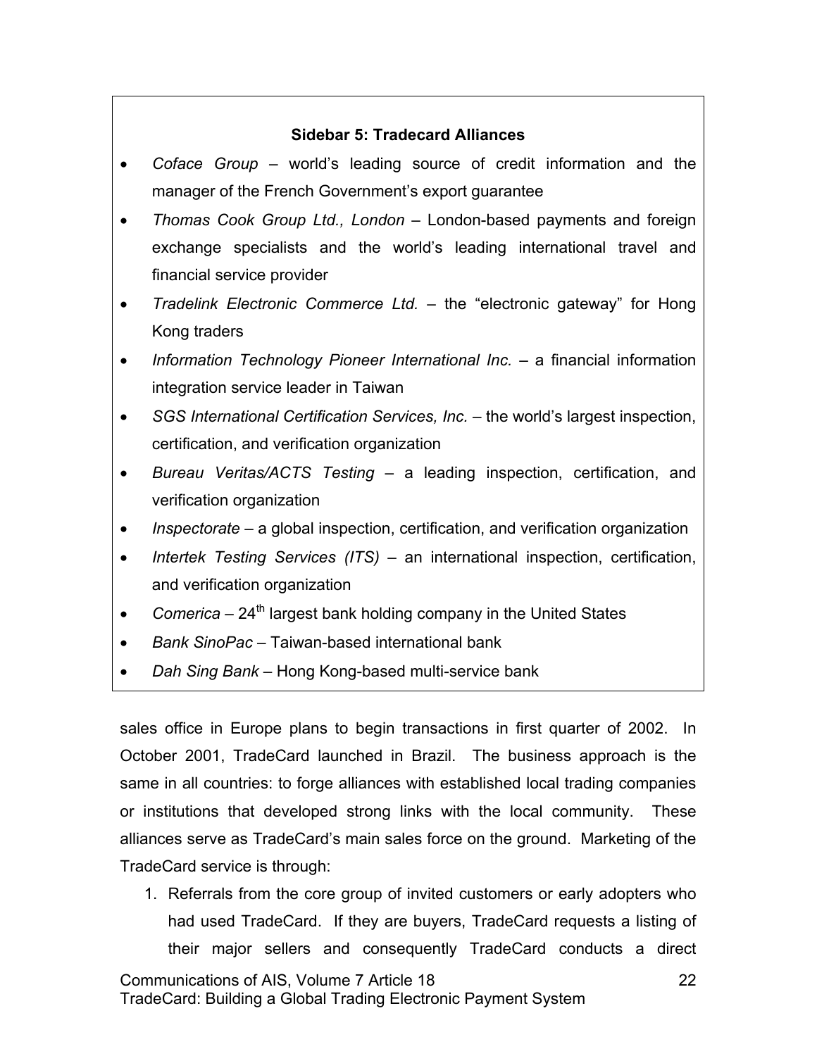**Sidebar 5: Tradecard Alliances**

- *Coface Group* – world's leading source of credit information and the manager of the French Government's export guarantee
- *Thomas Cook Group Ltd., London* – London-based payments and foreign exchange specialists and the world's leading international travel and financial service provider
- *Tradelink Electronic Commerce Ltd.* – the "electronic gateway" for Hong Kong traders
- *Information Technology Pioneer International Inc.* – a financial information integration service leader in Taiwan
- *SGS International Certification Services, Inc.* – the world's largest inspection, certification, and verification organization
- *Bureau Veritas/ACTS Testing* – a leading inspection, certification, and verification organization
- *Inspectorate* – a global inspection, certification, and verification organization
- *Intertek Testing Services (ITS)* – an international inspection, certification, and verification organization
- *Comerica* – 24th largest bank holding company in the United States
- *Bank SinoPac* – Taiwan-based international bank
- *Dah Sing Bank* – Hong Kong-based multi-service bank

sales office in Europe plans to begin transactions in first quarter of 2002. In October 2001, TradeCard launched in Brazil. The business approach is the same in all countries: to forge alliances with established local trading companies or institutions that developed strong links with the local community. These alliances serve as TradeCard's main sales force on the ground. Marketing of the TradeCard service is through:

1. Referrals from the core group of invited customers or early adopters who had used TradeCard. If they are buyers, TradeCard requests a listing of their major sellers and consequently TradeCard conducts a direct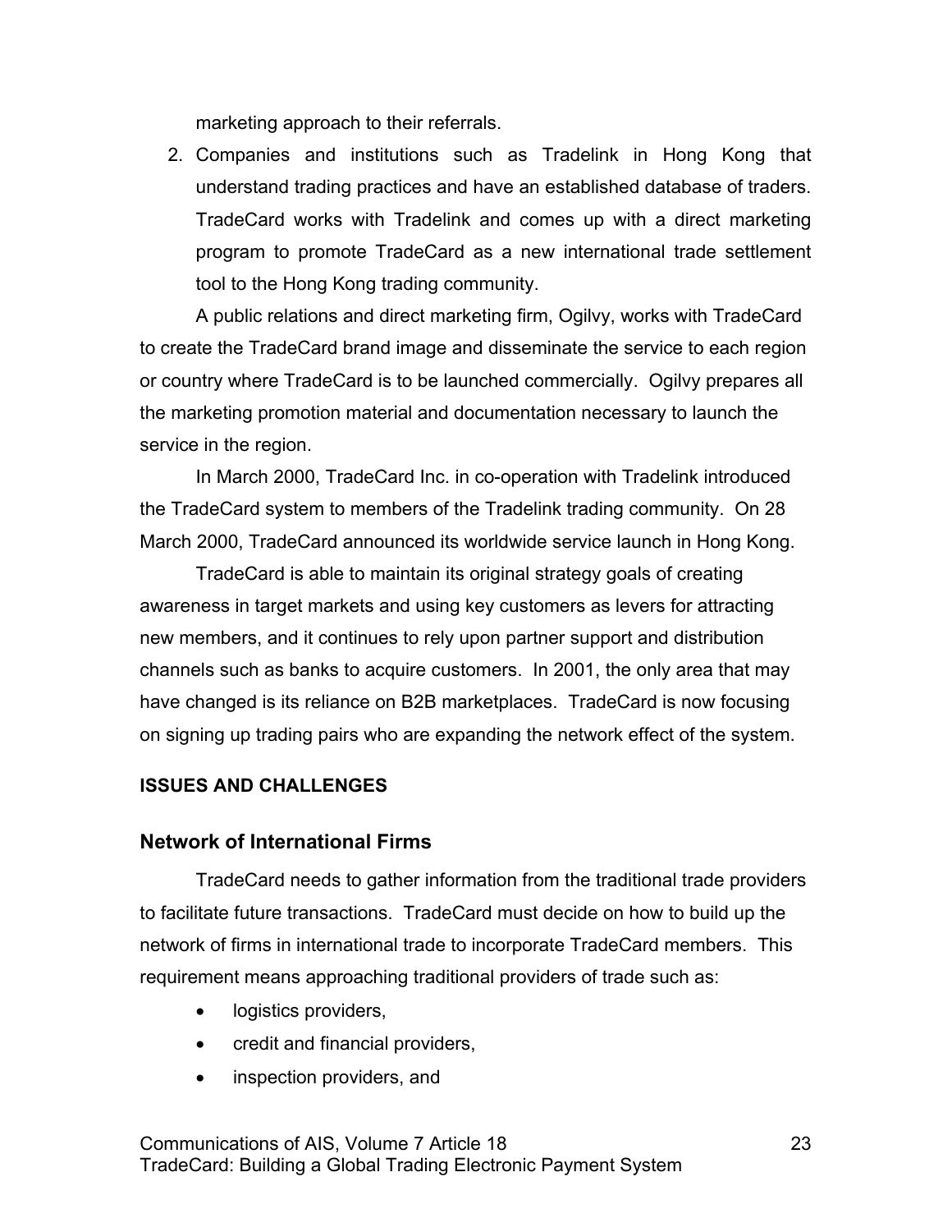marketing approach to their referrals.

2. Companies and institutions such as Tradelink in Hong Kong that understand trading practices and have an established database of traders. TradeCard works with Tradelink and comes up with a direct marketing program to promote TradeCard as a new international trade settlement tool to the Hong Kong trading community.

A public relations and direct marketing firm, Ogilvy, works with TradeCard to create the TradeCard brand image and disseminate the service to each region or country where TradeCard is to be launched commercially. Ogilvy prepares all the marketing promotion material and documentation necessary to launch the service in the region.

In March 2000, TradeCard Inc. in co-operation with Tradelink introduced the TradeCard system to members of the Tradelink trading community. On 28 March 2000, TradeCard announced its worldwide service launch in Hong Kong.

TradeCard is able to maintain its original strategy goals of creating awareness in target markets and using key customers as levers for attracting new members, and it continues to rely upon partner support and distribution channels such as banks to acquire customers. In 2001, the only area that may have changed is its reliance on B2B marketplaces. TradeCard is now focusing on signing up trading pairs who are expanding the network effect of the system.

## ISSUES AND CHALLENGES

### Network of International Firms

TradeCard needs to gather information from the traditional trade providers to facilitate future transactions. TradeCard must decide on how to build up the network of firms in international trade to incorporate TradeCard members. This requirement means approaching traditional providers of trade such as:

- logistics providers,
- credit and financial providers,
- inspection providers, and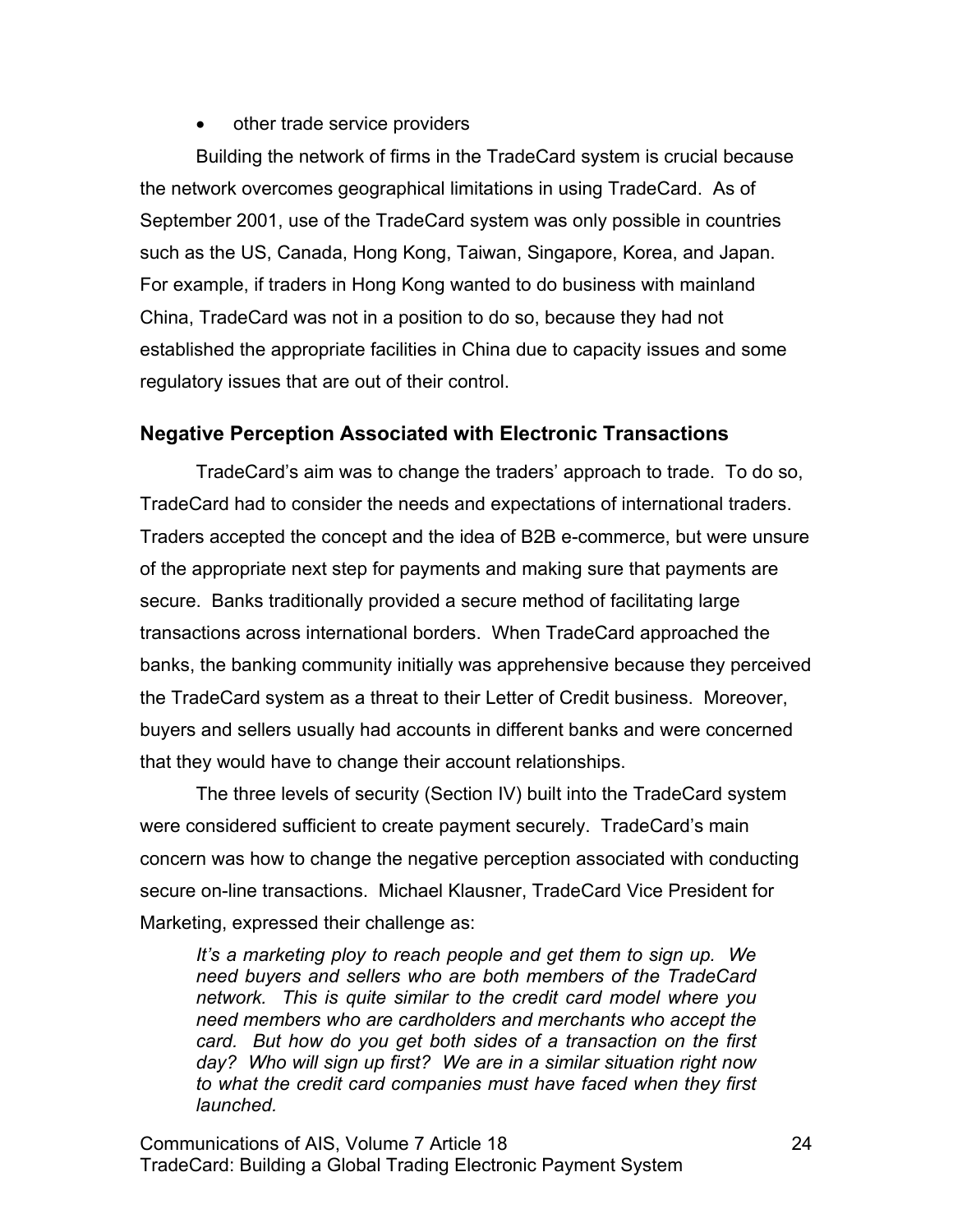- other trade service providers

Building the network of firms in the TradeCard system is crucial because the network overcomes geographical limitations in using TradeCard. As of September 2001, use of the TradeCard system was only possible in countries such as the US, Canada, Hong Kong, Taiwan, Singapore, Korea, and Japan. For example, if traders in Hong Kong wanted to do business with mainland China, TradeCard was not in a position to do so, because they had not established the appropriate facilities in China due to capacity issues and some regulatory issues that are out of their control.

### Negative Perception Associated with Electronic Transactions

TradeCard's aim was to change the traders' approach to trade. To do so, TradeCard had to consider the needs and expectations of international traders. Traders accepted the concept and the idea of B2B e-commerce, but were unsure of the appropriate next step for payments and making sure that payments are secure. Banks traditionally provided a secure method of facilitating large transactions across international borders. When TradeCard approached the banks, the banking community initially was apprehensive because they perceived the TradeCard system as a threat to their Letter of Credit business. Moreover, buyers and sellers usually had accounts in different banks and were concerned that they would have to change their account relationships.

The three levels of security (Section IV) built into the TradeCard system were considered sufficient to create payment securely. TradeCard's main concern was how to change the negative perception associated with conducting secure on-line transactions. Michael Klausner, TradeCard Vice President for Marketing, expressed their challenge as:

> *It's a marketing ploy to reach people and get them to sign up. We need buyers and sellers who are both members of the TradeCard network. This is quite similar to the credit card model where you need members who are cardholders and merchants who accept the card. But how do you get both sides of a transaction on the first day? Who will sign up first? We are in a similar situation right now to what the credit card companies must have faced when they first launched.*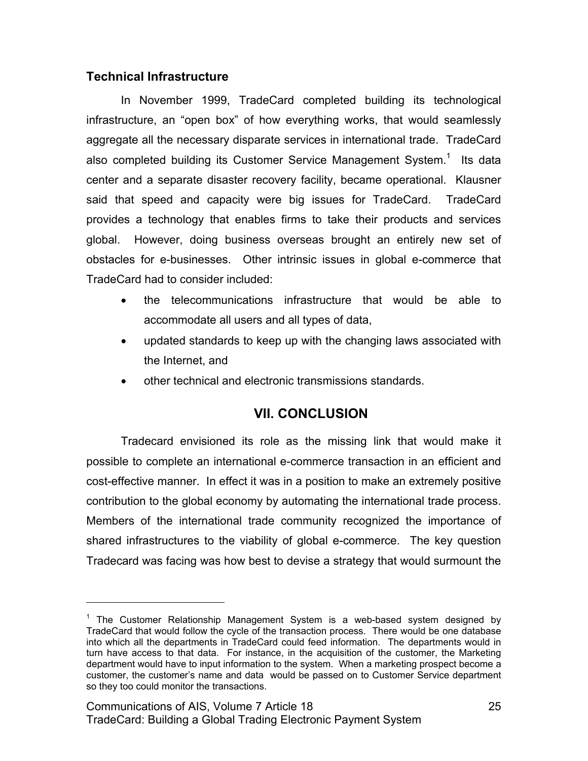### Technical Infrastructure

In November 1999, TradeCard completed building its technological infrastructure, an “open box” of how everything works, that would seamlessly aggregate all the necessary disparate services in international trade. TradeCard also completed building its Customer Service Management System.[1] Its data center and a separate disaster recovery facility, became operational. Klausner said that speed and capacity were big issues for TradeCard. TradeCard provides a technology that enables firms to take their products and services global. However, doing business overseas brought an entirely new set of obstacles for e-businesses. Other intrinsic issues in global e-commerce that TradeCard had to consider included:

- the telecommunications infrastructure that would be able to accommodate all users and all types of data,
- updated standards to keep up with the changing laws associated with the Internet, and
- other technical and electronic transmissions standards.

## VII. CONCLUSION

Tradecard envisioned its role as the missing link that would make it possible to complete an international e-commerce transaction in an efficient and cost-effective manner. In effect it was in a position to make an extremely positive contribution to the global economy by automating the international trade process. Members of the international trade community recognized the importance of shared infrastructures to the viability of global e-commerce. The key question Tradecard was facing was how best to devise a strategy that would surmount the

---

[1] The Customer Relationship Management System is a web-based system designed by TradeCard that would follow the cycle of the transaction process. There would be one database into which all the departments in TradeCard could feed information. The departments would in turn have access to that data. For instance, in the acquisition of the customer, the Marketing department would have to input information to the system. When a marketing prospect become a customer, the customer’s name and data would be passed on to Customer Service department so they too could monitor the transactions.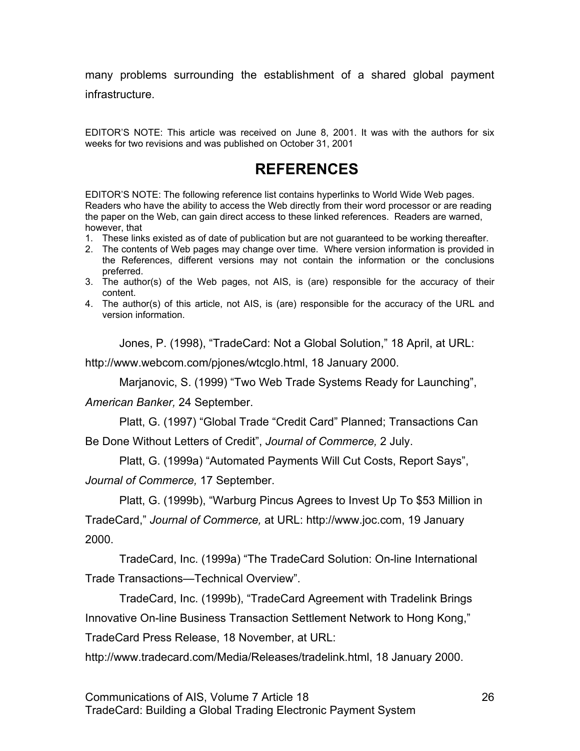many problems surrounding the establishment of a shared global payment infrastructure.

EDITOR'S NOTE: This article was received on June 8, 2001. It was with the authors for six weeks for two revisions and was published on October 31, 2001

# REFERENCES

EDITOR'S NOTE: The following reference list contains hyperlinks to World Wide Web pages. Readers who have the ability to access the Web directly from their word processor or are reading the paper on the Web, can gain direct access to these linked references. Readers are warned, however, that

1. These links existed as of date of publication but are not guaranteed to be working thereafter.
2. The contents of Web pages may change over time. Where version information is provided in the References, different versions may not contain the information or the conclusions preferred.
3. The author(s) of the Web pages, not AIS, is (are) responsible for the accuracy of their content.
4. The author(s) of this article, not AIS, is (are) responsible for the accuracy of the URL and version information.

Jones, P. (1998), "TradeCard: Not a Global Solution," 18 April, at URL: http://www.webcom.com/pjones/wtcglo.html, 18 January 2000.

Marjanovic, S. (1999) "Two Web Trade Systems Ready for Launching", *American Banker,* 24 September.

Platt, G. (1997) "Global Trade "Credit Card" Planned; Transactions Can Be Done Without Letters of Credit", *Journal of Commerce,* 2 July.

Platt, G. (1999a) "Automated Payments Will Cut Costs, Report Says", *Journal of Commerce,* 17 September.

Platt, G. (1999b), "Warburg Pincus Agrees to Invest Up To $53 Million in TradeCard," *Journal of Commerce,* at URL: http://www.joc.com, 19 January 2000.

TradeCard, Inc. (1999a) "The TradeCard Solution: On-line International Trade Transactions—Technical Overview".

TradeCard, Inc. (1999b), "TradeCard Agreement with Tradelink Brings Innovative On-line Business Transaction Settlement Network to Hong Kong," TradeCard Press Release, 18 November, at URL: http://www.tradecard.com/Media/Releases/tradelink.html, 18 January 2000.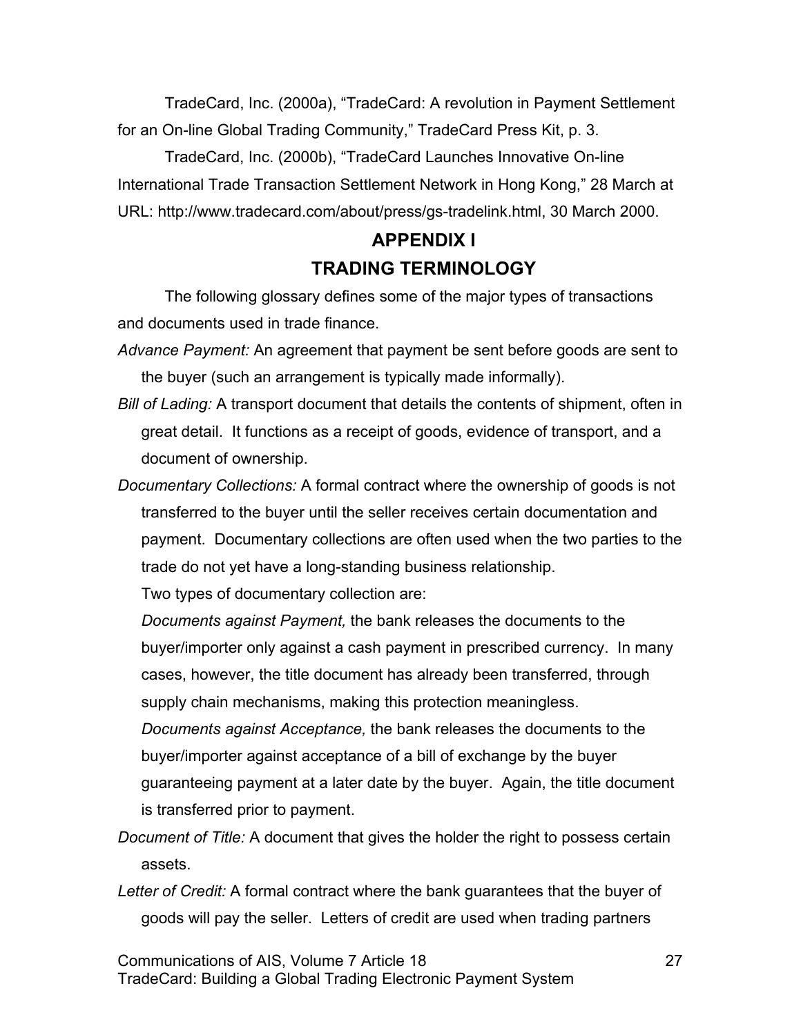TradeCard, Inc. (2000a), "TradeCard: A revolution in Payment Settlement for an On-line Global Trading Community," TradeCard Press Kit, p. 3.

TradeCard, Inc. (2000b), "TradeCard Launches Innovative On-line International Trade Transaction Settlement Network in Hong Kong," 28 March at URL: http://www.tradecard.com/about/press/gs-tradelink.html, 30 March 2000.

## APPENDIX I

## TRADING TERMINOLOGY

The following glossary defines some of the major types of transactions and documents used in trade finance.

*Advance Payment:* An agreement that payment be sent before goods are sent to the buyer (such an arrangement is typically made informally).

*Bill of Lading:* A transport document that details the contents of shipment, often in great detail. It functions as a receipt of goods, evidence of transport, and a document of ownership.

*Documentary Collections:* A formal contract where the ownership of goods is not transferred to the buyer until the seller receives certain documentation and payment. Documentary collections are often used when the two parties to the trade do not yet have a long-standing business relationship.

Two types of documentary collection are:

*Documents against Payment,* the bank releases the documents to the buyer/importer only against a cash payment in prescribed currency. In many cases, however, the title document has already been transferred, through supply chain mechanisms, making this protection meaningless.

*Documents against Acceptance,* the bank releases the documents to the buyer/importer against acceptance of a bill of exchange by the buyer guaranteeing payment at a later date by the buyer. Again, the title document is transferred prior to payment.

*Document of Title:* A document that gives the holder the right to possess certain assets.

*Letter of Credit:* A formal contract where the bank guarantees that the buyer of goods will pay the seller. Letters of credit are used when trading partners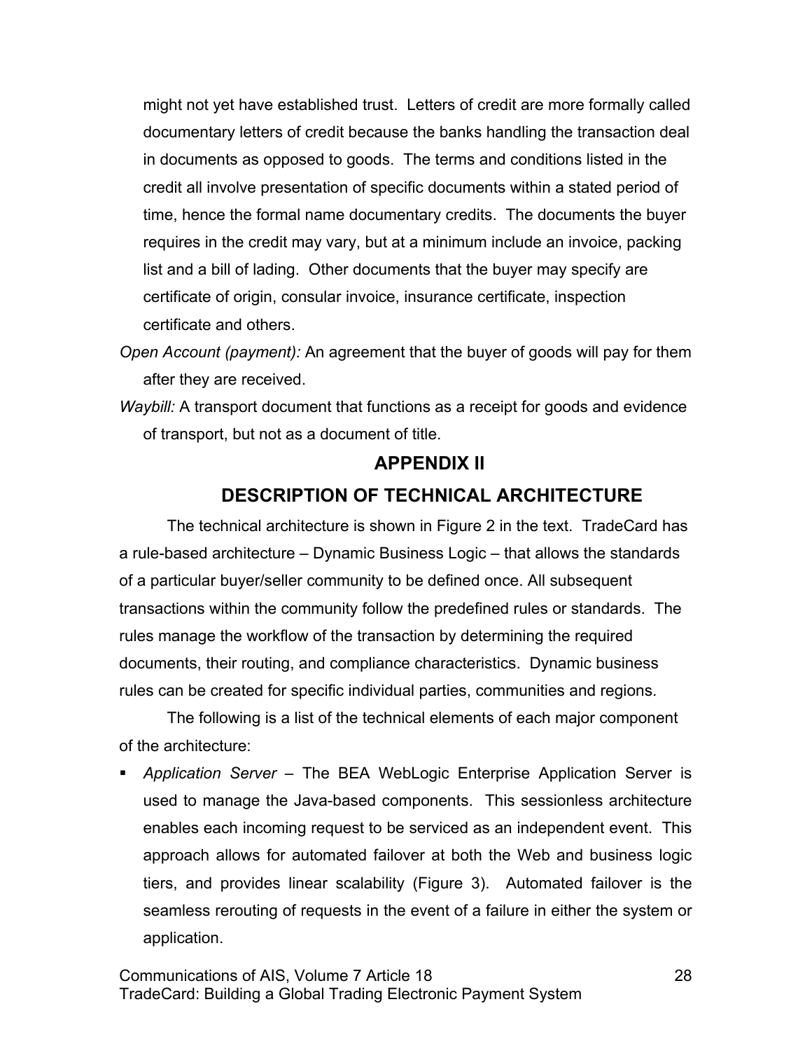might not yet have established trust. Letters of credit are more formally called documentary letters of credit because the banks handling the transaction deal in documents as opposed to goods. The terms and conditions listed in the credit all involve presentation of specific documents within a stated period of time, hence the formal name documentary credits. The documents the buyer requires in the credit may vary, but at a minimum include an invoice, packing list and a bill of lading. Other documents that the buyer may specify are certificate of origin, consular invoice, insurance certificate, inspection certificate and others.

*Open Account (payment):* An agreement that the buyer of goods will pay for them after they are received.

*Waybill:* A transport document that functions as a receipt for goods and evidence of transport, but not as a document of title.

## APPENDIX II

## DESCRIPTION OF TECHNICAL ARCHITECTURE

The technical architecture is shown in Figure 2 in the text. TradeCard has a rule-based architecture – Dynamic Business Logic – that allows the standards of a particular buyer/seller community to be defined once. All subsequent transactions within the community follow the predefined rules or standards. The rules manage the workflow of the transaction by determining the required documents, their routing, and compliance characteristics. Dynamic business rules can be created for specific individual parties, communities and regions.

The following is a list of the technical elements of each major component of the architecture:

- *Application Server* – The BEA WebLogic Enterprise Application Server is used to manage the Java-based components. This sessionless architecture enables each incoming request to be serviced as an independent event. This approach allows for automated failover at both the Web and business logic tiers, and provides linear scalability (Figure 3). Automated failover is the seamless rerouting of requests in the event of a failure in either the system or application.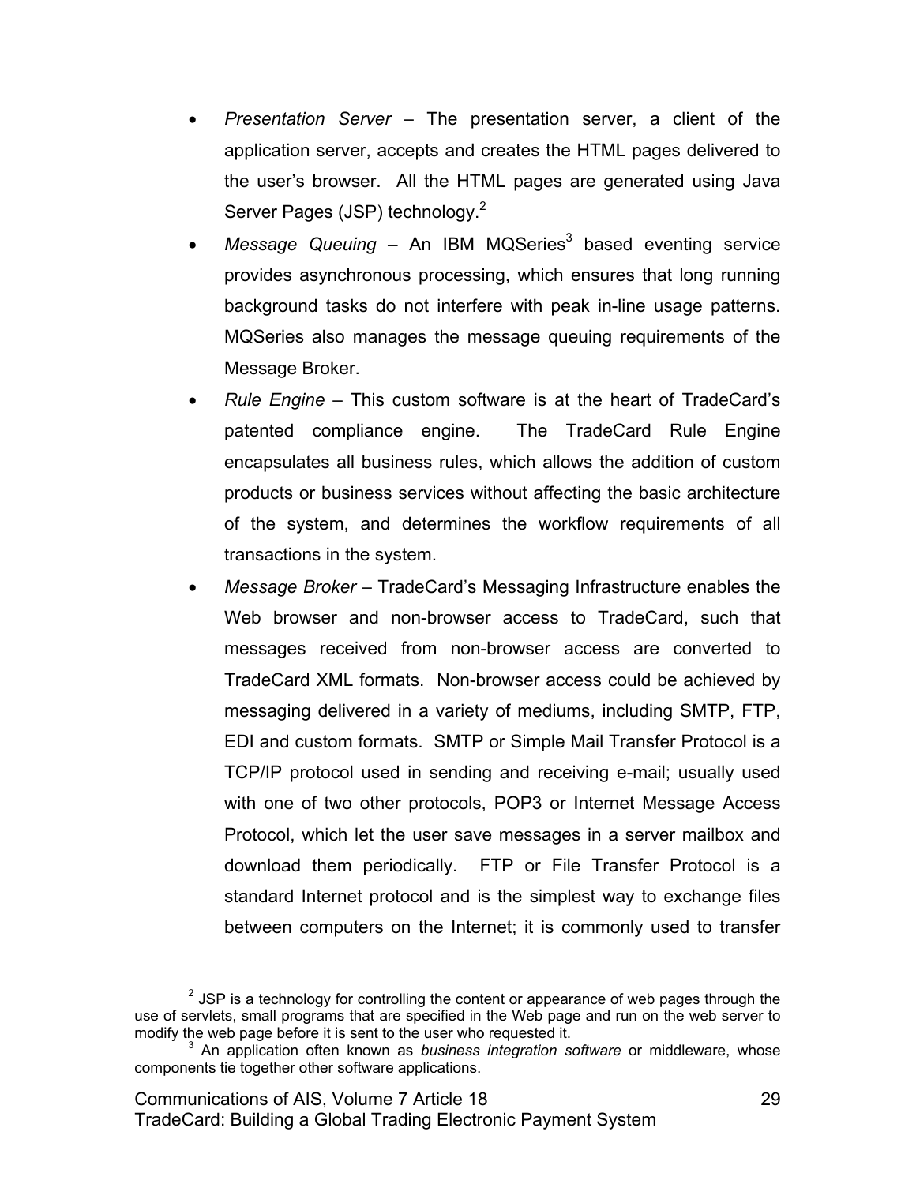- *Presentation Server* – The presentation server, a client of the application server, accepts and creates the HTML pages delivered to the user's browser. All the HTML pages are generated using Java Server Pages (JSP) technology.[2]
- *Message Queuing* – An IBM MQSeries[3] based eventing service provides asynchronous processing, which ensures that long running background tasks do not interfere with peak in-line usage patterns. MQSeries also manages the message queuing requirements of the Message Broker.
- *Rule Engine* – This custom software is at the heart of TradeCard's patented compliance engine. The TradeCard Rule Engine encapsulates all business rules, which allows the addition of custom products or business services without affecting the basic architecture of the system, and determines the workflow requirements of all transactions in the system.
- *Message Broker* – TradeCard's Messaging Infrastructure enables the Web browser and non-browser access to TradeCard, such that messages received from non-browser access are converted to TradeCard XML formats. Non-browser access could be achieved by messaging delivered in a variety of mediums, including SMTP, FTP, EDI and custom formats. SMTP or Simple Mail Transfer Protocol is a TCP/IP protocol used in sending and receiving e-mail; usually used with one of two other protocols, POP3 or Internet Message Access Protocol, which let the user save messages in a server mailbox and download them periodically. FTP or File Transfer Protocol is a standard Internet protocol and is the simplest way to exchange files between computers on the Internet; it is commonly used to transfer

---

[2] JSP is a technology for controlling the content or appearance of web pages through the use of servlets, small programs that are specified in the Web page and run on the web server to modify the web page before it is sent to the user who requested it.

[3] An application often known as *business integration software* or middleware, whose components tie together other software applications.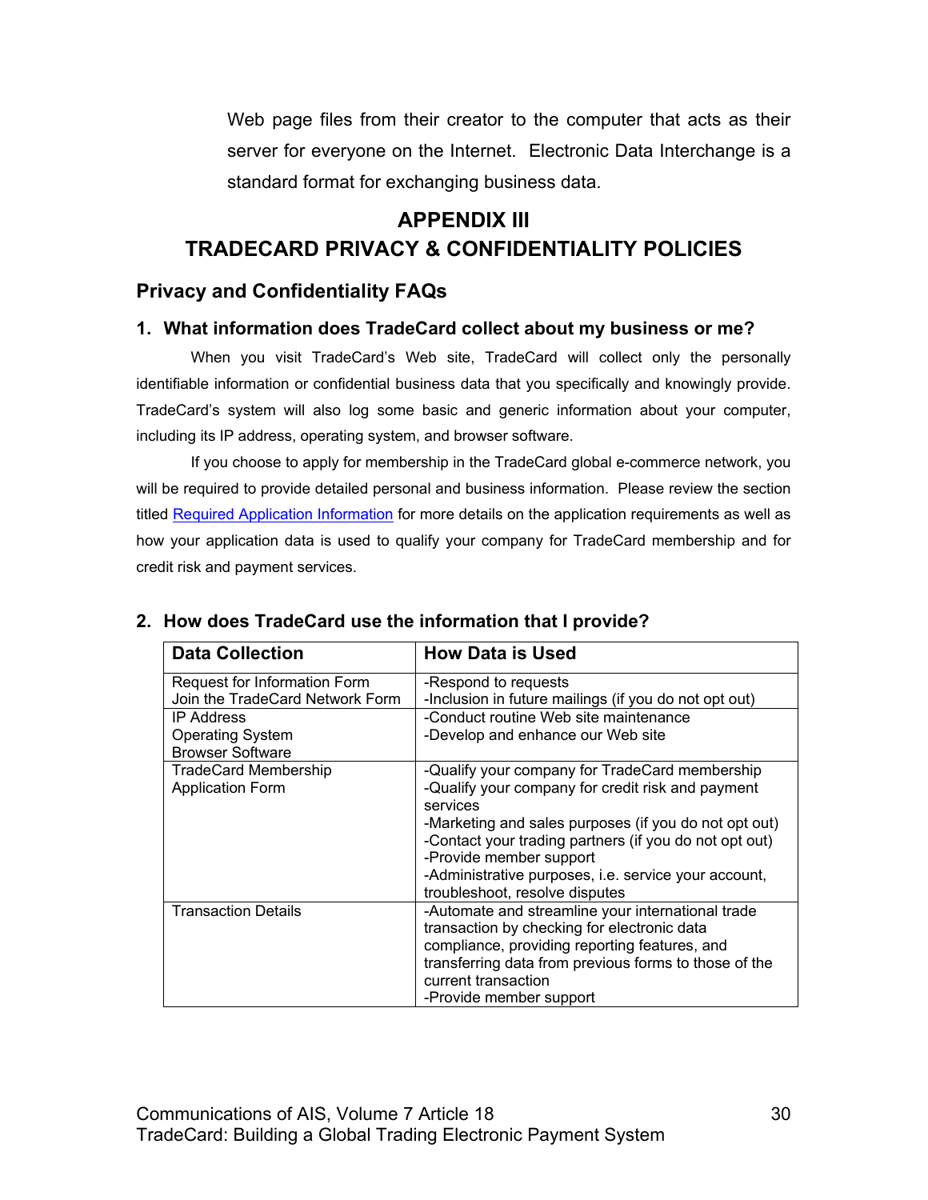Web page files from their creator to the computer that acts as their server for everyone on the Internet. Electronic Data Interchange is a standard format for exchanging business data.

# APPENDIX III
# TRADECARD PRIVACY & CONFIDENTIALITY POLICIES

## Privacy and Confidentiality FAQs

### 1. What information does TradeCard collect about my business or me?

When you visit TradeCard's Web site, TradeCard will collect only the personally identifiable information or confidential business data that you specifically and knowingly provide. TradeCard's system will also log some basic and generic information about your computer, including its IP address, operating system, and browser software.

If you choose to apply for membership in the TradeCard global e-commerce network, you will be required to provide detailed personal and business information. Please review the section titled Required Application Information for more details on the application requirements as well as how your application data is used to qualify your company for TradeCard membership and for credit risk and payment services.

### 2. How does TradeCard use the information that I provide?

| Data Collection | How Data is Used |
|---|---|
| Request for Information Form<br>Join the TradeCard Network Form | -Respond to requests<br>-Inclusion in future mailings (if you do not opt out) |
| IP Address<br>Operating System<br>Browser Software | -Conduct routine Web site maintenance<br>-Develop and enhance our Web site |
| TradeCard Membership Application Form | -Qualify your company for TradeCard membership<br>-Qualify your company for credit risk and payment services<br>-Marketing and sales purposes (if you do not opt out)<br>-Contact your trading partners (if you do not opt out)<br>-Provide member support<br>-Administrative purposes, i.e. service your account, troubleshoot, resolve disputes |
| Transaction Details | -Automate and streamline your international trade transaction by checking for electronic data compliance, providing reporting features, and transferring data from previous forms to those of the current transaction<br>-Provide member support |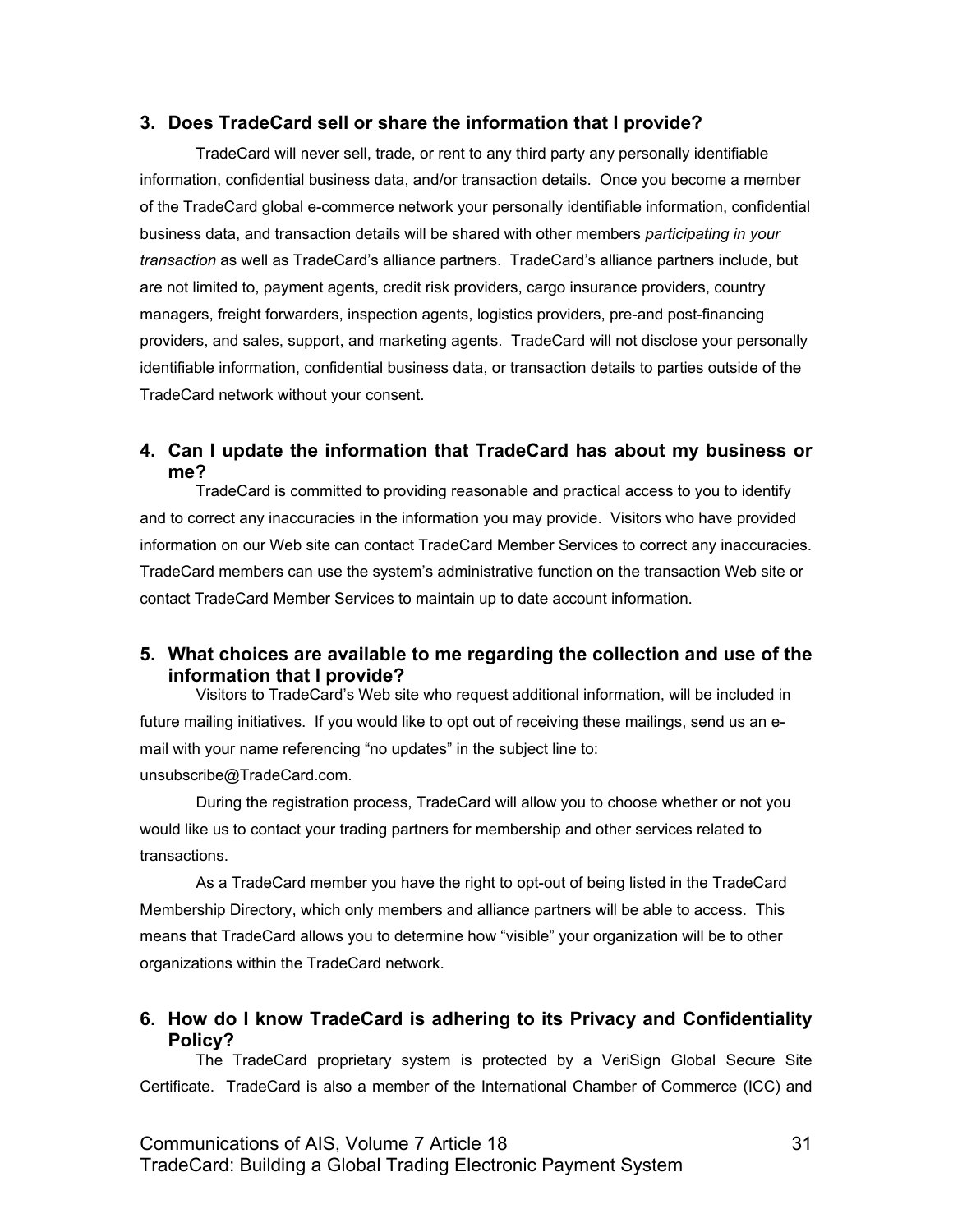### 3. Does TradeCard sell or share the information that I provide?

TradeCard will never sell, trade, or rent to any third party any personally identifiable information, confidential business data, and/or transaction details. Once you become a member of the TradeCard global e-commerce network your personally identifiable information, confidential business data, and transaction details will be shared with other members *participating in your transaction* as well as TradeCard's alliance partners. TradeCard's alliance partners include, but are not limited to, payment agents, credit risk providers, cargo insurance providers, country managers, freight forwarders, inspection agents, logistics providers, pre-and post-financing providers, and sales, support, and marketing agents. TradeCard will not disclose your personally identifiable information, confidential business data, or transaction details to parties outside of the TradeCard network without your consent.

### 4. Can I update the information that TradeCard has about my business or me?

TradeCard is committed to providing reasonable and practical access to you to identify and to correct any inaccuracies in the information you may provide. Visitors who have provided information on our Web site can contact TradeCard Member Services to correct any inaccuracies. TradeCard members can use the system's administrative function on the transaction Web site or contact TradeCard Member Services to maintain up to date account information.

### 5. What choices are available to me regarding the collection and use of the information that I provide?

Visitors to TradeCard's Web site who request additional information, will be included in future mailing initiatives. If you would like to opt out of receiving these mailings, send us an e-mail with your name referencing "no updates" in the subject line to: unsubscribe@TradeCard.com.

During the registration process, TradeCard will allow you to choose whether or not you would like us to contact your trading partners for membership and other services related to transactions.

As a TradeCard member you have the right to opt-out of being listed in the TradeCard Membership Directory, which only members and alliance partners will be able to access. This means that TradeCard allows you to determine how "visible" your organization will be to other organizations within the TradeCard network.

### 6. How do I know TradeCard is adhering to its Privacy and Confidentiality Policy?

The TradeCard proprietary system is protected by a VeriSign Global Secure Site Certificate. TradeCard is also a member of the International Chamber of Commerce (ICC) and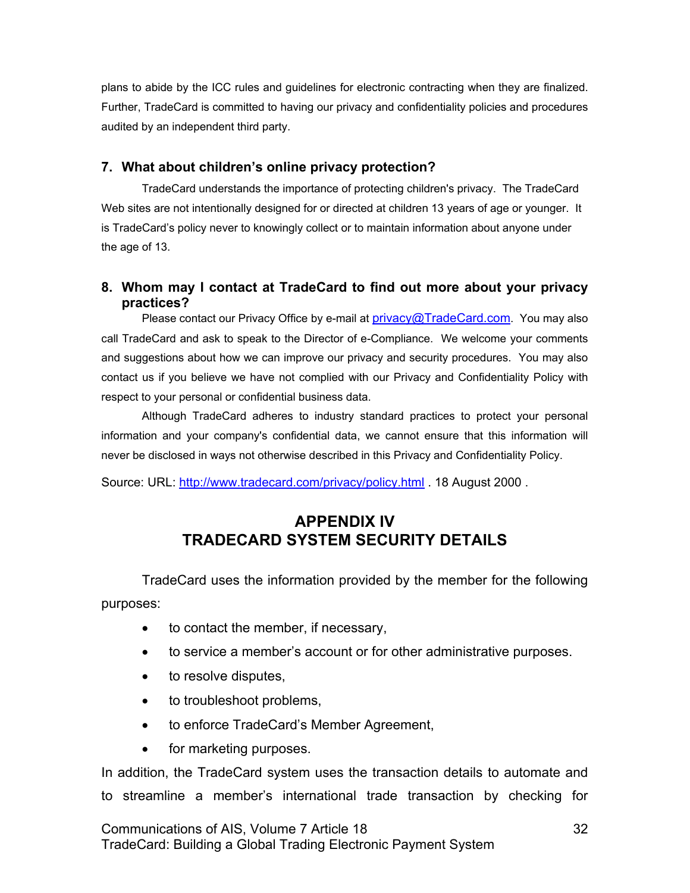plans to abide by the ICC rules and guidelines for electronic contracting when they are finalized. Further, TradeCard is committed to having our privacy and confidentiality policies and procedures audited by an independent third party.

### 7. What about children's online privacy protection?

TradeCard understands the importance of protecting children's privacy. The TradeCard Web sites are not intentionally designed for or directed at children 13 years of age or younger. It is TradeCard's policy never to knowingly collect or to maintain information about anyone under the age of 13.

### 8. Whom may I contact at TradeCard to find out more about your privacy practices?

Please contact our Privacy Office by e-mail at privacy@TradeCard.com. You may also call TradeCard and ask to speak to the Director of e-Compliance. We welcome your comments and suggestions about how we can improve our privacy and security procedures. You may also contact us if you believe we have not complied with our Privacy and Confidentiality Policy with respect to your personal or confidential business data.

Although TradeCard adheres to industry standard practices to protect your personal information and your company's confidential data, we cannot ensure that this information will never be disclosed in ways not otherwise described in this Privacy and Confidentiality Policy.

Source: URL: http://www.tradecard.com/privacy/policy.html . 18 August 2000 .

## APPENDIX IV
## TRADECARD SYSTEM SECURITY DETAILS

TradeCard uses the information provided by the member for the following purposes:

- to contact the member, if necessary,
- to service a member's account or for other administrative purposes.
- to resolve disputes,
- to troubleshoot problems,
- to enforce TradeCard's Member Agreement,
- for marketing purposes.

In addition, the TradeCard system uses the transaction details to automate and to streamline a member's international trade transaction by checking for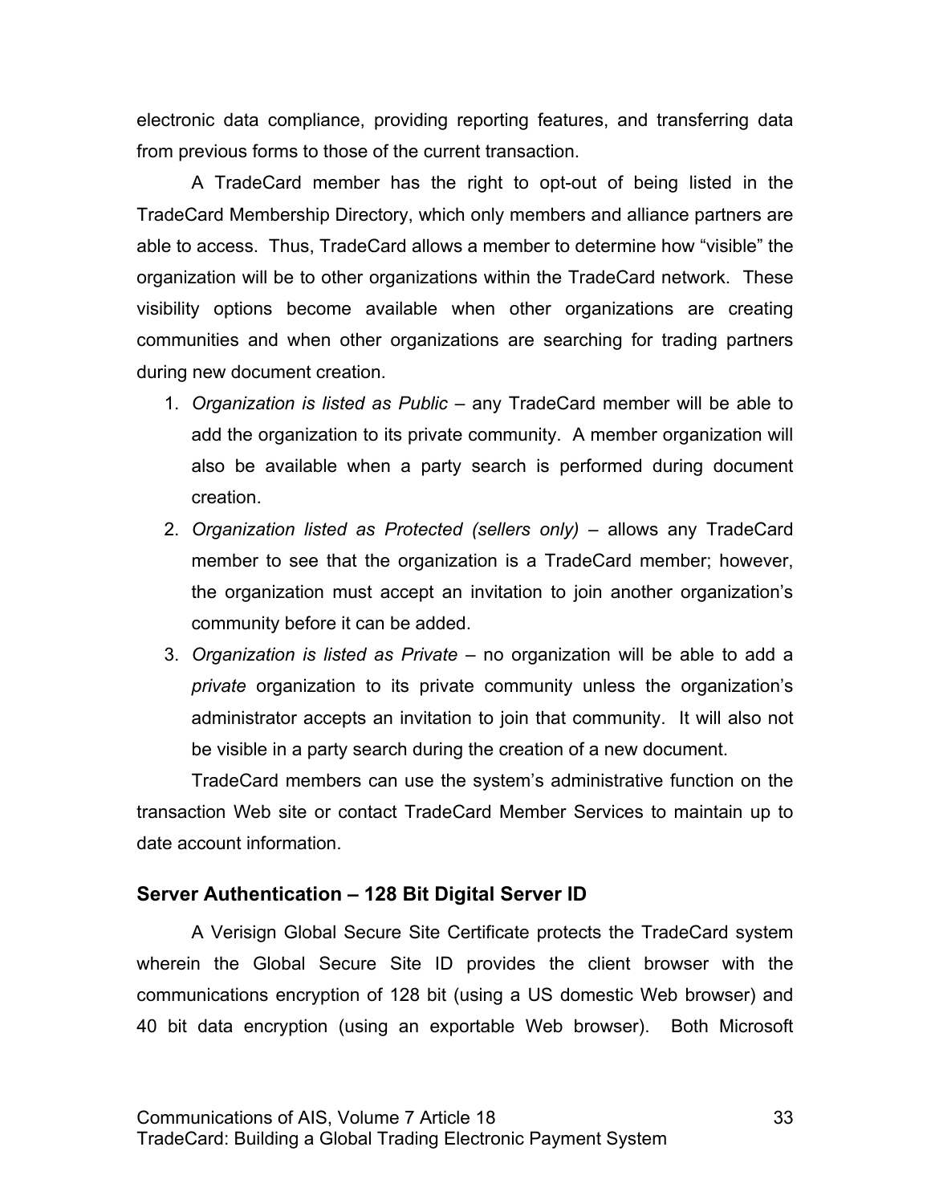electronic data compliance, providing reporting features, and transferring data from previous forms to those of the current transaction.

A TradeCard member has the right to opt-out of being listed in the TradeCard Membership Directory, which only members and alliance partners are able to access. Thus, TradeCard allows a member to determine how "visible" the organization will be to other organizations within the TradeCard network. These visibility options become available when other organizations are creating communities and when other organizations are searching for trading partners during new document creation.

1. *Organization is listed as Public* – any TradeCard member will be able to add the organization to its private community. A member organization will also be available when a party search is performed during document creation.
2. *Organization listed as Protected (sellers only)* – allows any TradeCard member to see that the organization is a TradeCard member; however, the organization must accept an invitation to join another organization's community before it can be added.
3. *Organization is listed as Private* – no organization will be able to add a *private* organization to its private community unless the organization's administrator accepts an invitation to join that community. It will also not be visible in a party search during the creation of a new document.

TradeCard members can use the system's administrative function on the transaction Web site or contact TradeCard Member Services to maintain up to date account information.

### Server Authentication – 128 Bit Digital Server ID

A Verisign Global Secure Site Certificate protects the TradeCard system wherein the Global Secure Site ID provides the client browser with the communications encryption of 128 bit (using a US domestic Web browser) and 40 bit data encryption (using an exportable Web browser). Both Microsoft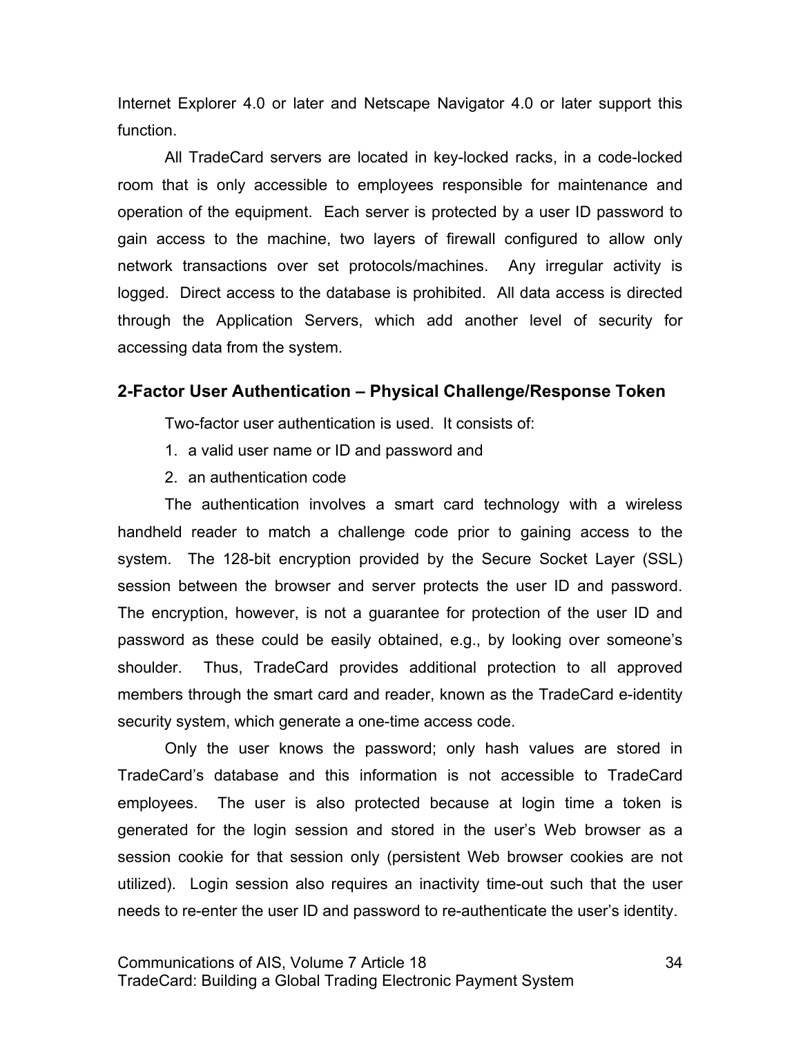Internet Explorer 4.0 or later and Netscape Navigator 4.0 or later support this function.

All TradeCard servers are located in key-locked racks, in a code-locked room that is only accessible to employees responsible for maintenance and operation of the equipment. Each server is protected by a user ID password to gain access to the machine, two layers of firewall configured to allow only network transactions over set protocols/machines. Any irregular activity is logged. Direct access to the database is prohibited. All data access is directed through the Application Servers, which add another level of security for accessing data from the system.

### 2-Factor User Authentication – Physical Challenge/Response Token

Two-factor user authentication is used. It consists of:

1. a valid user name or ID and password and
2. an authentication code

The authentication involves a smart card technology with a wireless handheld reader to match a challenge code prior to gaining access to the system. The 128-bit encryption provided by the Secure Socket Layer (SSL) session between the browser and server protects the user ID and password. The encryption, however, is not a guarantee for protection of the user ID and password as these could be easily obtained, e.g., by looking over someone's shoulder. Thus, TradeCard provides additional protection to all approved members through the smart card and reader, known as the TradeCard e-identity security system, which generate a one-time access code.

Only the user knows the password; only hash values are stored in TradeCard's database and this information is not accessible to TradeCard employees. The user is also protected because at login time a token is generated for the login session and stored in the user's Web browser as a session cookie for that session only (persistent Web browser cookies are not utilized). Login session also requires an inactivity time-out such that the user needs to re-enter the user ID and password to re-authenticate the user's identity.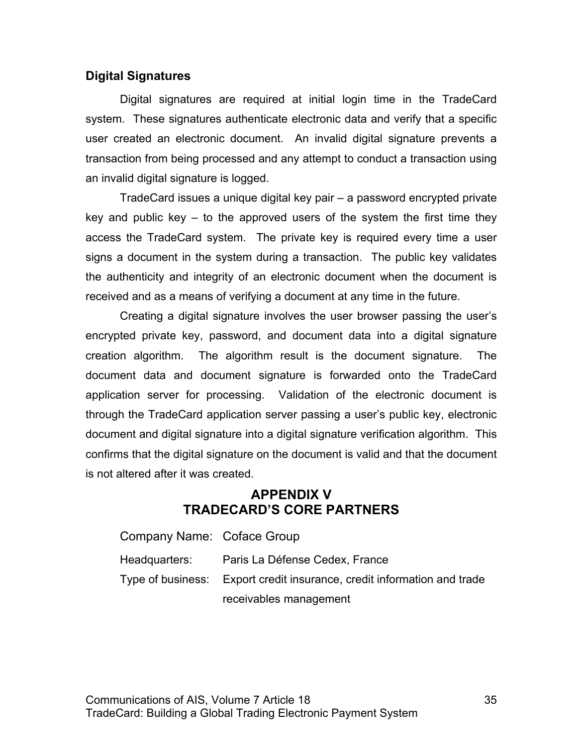### Digital Signatures

Digital signatures are required at initial login time in the TradeCard system. These signatures authenticate electronic data and verify that a specific user created an electronic document. An invalid digital signature prevents a transaction from being processed and any attempt to conduct a transaction using an invalid digital signature is logged.

TradeCard issues a unique digital key pair – a password encrypted private key and public key – to the approved users of the system the first time they access the TradeCard system. The private key is required every time a user signs a document in the system during a transaction. The public key validates the authenticity and integrity of an electronic document when the document is received and as a means of verifying a document at any time in the future.

Creating a digital signature involves the user browser passing the user's encrypted private key, password, and document data into a digital signature creation algorithm. The algorithm result is the document signature. The document data and document signature is forwarded onto the TradeCard application server for processing. Validation of the electronic document is through the TradeCard application server passing a user's public key, electronic document and digital signature into a digital signature verification algorithm. This confirms that the digital signature on the document is valid and that the document is not altered after it was created.

## APPENDIX V
## TRADECARD'S CORE PARTNERS

Company Name: Coface Group

Headquarters: Paris La Défense Cedex, France

Type of business: Export credit insurance, credit information and trade receivables management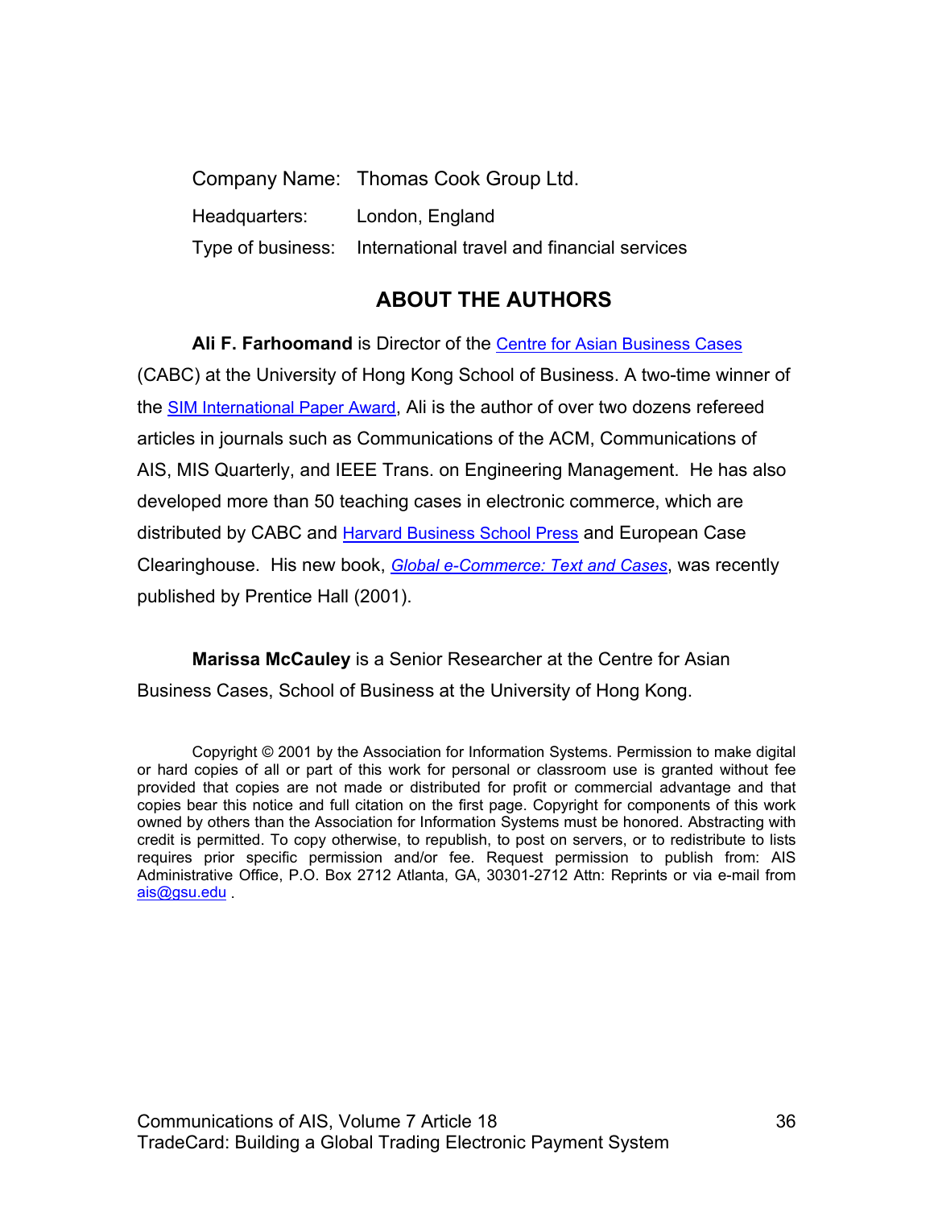Company Name: Thomas Cook Group Ltd.

Headquarters: London, England

Type of business: International travel and financial services

## ABOUT THE AUTHORS

**Ali F. Farhoomand** is Director of the Centre for Asian Business Cases (CABC) at the University of Hong Kong School of Business. A two-time winner of the SIM International Paper Award, Ali is the author of over two dozens refereed articles in journals such as Communications of the ACM, Communications of AIS, MIS Quarterly, and IEEE Trans. on Engineering Management. He has also developed more than 50 teaching cases in electronic commerce, which are distributed by CABC and Harvard Business School Press and European Case Clearinghouse. His new book, *Global e-Commerce: Text and Cases*, was recently published by Prentice Hall (2001).

**Marissa McCauley** is a Senior Researcher at the Centre for Asian Business Cases, School of Business at the University of Hong Kong.

Copyright © 2001 by the Association for Information Systems. Permission to make digital or hard copies of all or part of this work for personal or classroom use is granted without fee provided that copies are not made or distributed for profit or commercial advantage and that copies bear this notice and full citation on the first page. Copyright for components of this work owned by others than the Association for Information Systems must be honored. Abstracting with credit is permitted. To copy otherwise, to republish, to post on servers, or to redistribute to lists requires prior specific permission and/or fee. Request permission to publish from: AIS Administrative Office, P.O. Box 2712 Atlanta, GA, 30301-2712 Attn: Reprints or via e-mail from ais@gsu.edu .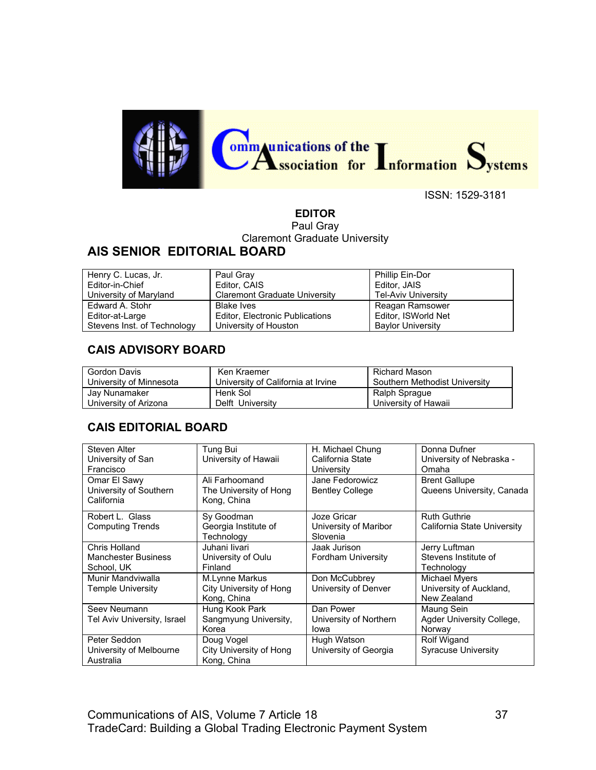# Communications of the Association for Information Systems

ISSN: 1529-3181

**EDITOR**
Paul Gray
Claremont Graduate University

## AIS SENIOR EDITORIAL BOARD

| | | |
|---|---|---|
| Henry C. Lucas, Jr.<br>Editor-in-Chief<br>University of Maryland | Paul Gray<br>Editor, CAIS<br>Claremont Graduate University | Phillip Ein-Dor<br>Editor, JAIS<br>Tel-Aviv University |
| Edward A. Stohr<br>Editor-at-Large<br>Stevens Inst. of Technology | Blake Ives<br>Editor, Electronic Publications<br>University of Houston | Reagan Ramsower<br>Editor, ISWorld Net<br>Baylor University |

## CAIS ADVISORY BOARD

| | | |
|---|---|---|
| Gordon Davis<br>University of Minnesota | Ken Kraemer<br>University of California at Irvine | Richard Mason<br>Southern Methodist University |
| Jay Nunamaker<br>University of Arizona | Henk Sol<br>Delft University | Ralph Sprague<br>University of Hawaii |

## CAIS EDITORIAL BOARD

| | | | |
|---|---|---|---|
| Steven Alter<br>University of San Francisco | Tung Bui<br>University of Hawaii | H. Michael Chung<br>California State University | Donna Dufner<br>University of Nebraska - Omaha |
| Omar El Sawy<br>University of Southern California | Ali Farhoomand<br>The University of Hong Kong, China | Jane Fedorowicz<br>Bentley College | Brent Gallupe<br>Queens University, Canada |
| Robert L. Glass<br>Computing Trends | Sy Goodman<br>Georgia Institute of Technology | Joze Gricar<br>University of Maribor Slovenia | Ruth Guthrie<br>California State University |
| Chris Holland<br>Manchester Business School, UK | Juhani Iivari<br>University of Oulu Finland | Jaak Jurison<br>Fordham University | Jerry Luftman<br>Stevens Institute of Technology |
| Munir Mandviwalla<br>Temple University | M.Lynne Markus<br>City University of Hong Kong, China | Don McCubbrey<br>University of Denver | Michael Myers<br>University of Auckland, New Zealand |
| Seev Neumann<br>Tel Aviv University, Israel | Hung Kook Park<br>Sangmyung University, Korea | Dan Power<br>University of Northern Iowa | Maung Sein<br>Agder University College, Norway |
| Peter Seddon<br>University of Melbourne Australia | Doug Vogel<br>City University of Hong Kong, China | Hugh Watson<br>University of Georgia | Rolf Wigand<br>Syracuse University |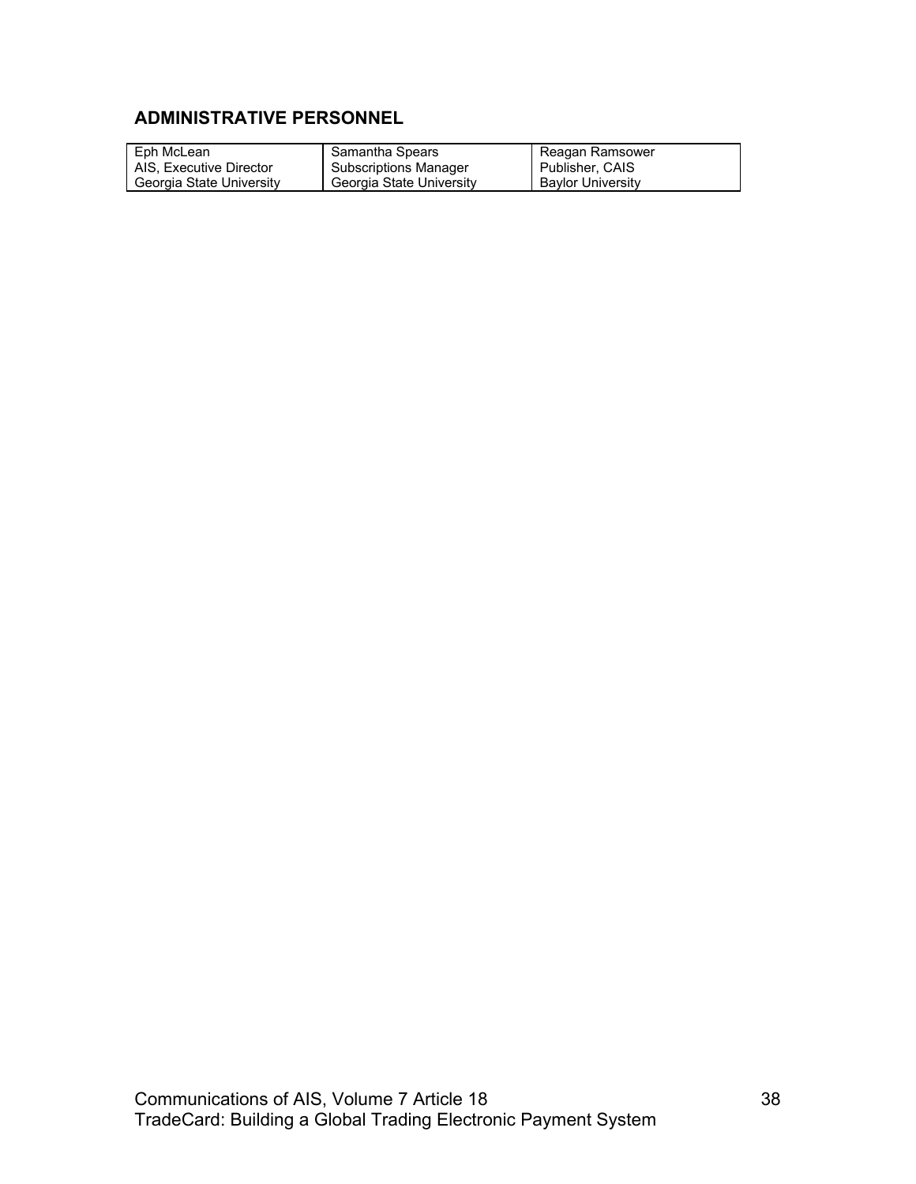## ADMINISTRATIVE PERSONNEL

| | | |
|---|---|---|
| Eph McLean<br>AIS, Executive Director<br>Georgia State University | Samantha Spears<br>Subscriptions Manager<br>Georgia State University | Reagan Ramsower<br>Publisher, CAIS<br>Baylor University |